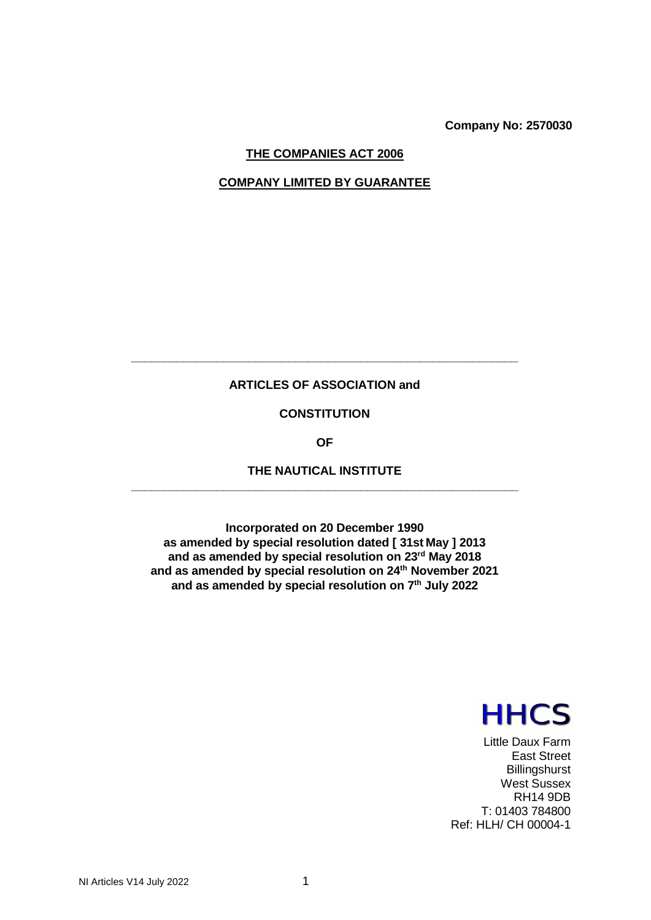**Company No: 2570030**

**THE COMPANIES ACT 2006**

**COMPANY LIMITED BY GUARANTEE**

---

**ARTICLES OF ASSOCIATION and**

**CONSTITUTION**

**OF**

**THE NAUTICAL INSTITUTE**

---

**Incorporated on 20 December 1990**
**as amended by special resolution dated [ 31st May ] 2013**
**and as amended by special resolution on 23rd May 2018**
**and as amended by special resolution on 24th November 2021**
**and as amended by special resolution on 7th July 2022**

HHCS

Little Daux Farm
East Street
Billingshurst
West Sussex
RH14 9DB
T: 01403 784800
Ref: HLH/ CH 00004-1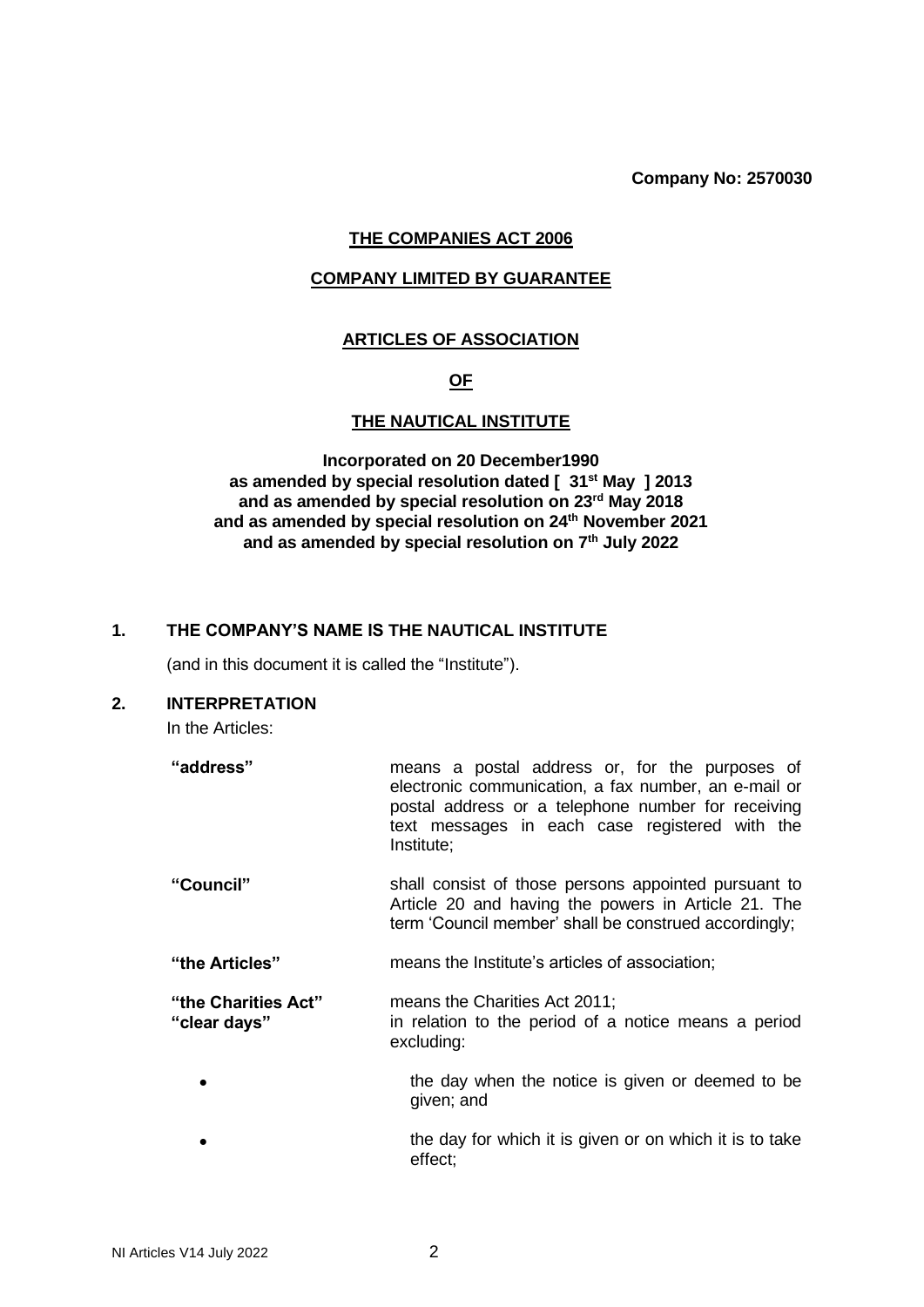**Company No: 2570030**

**THE COMPANIES ACT 2006**

**COMPANY LIMITED BY GUARANTEE**

**ARTICLES OF ASSOCIATION**

**OF**

**THE NAUTICAL INSTITUTE**

**Incorporated on 20 December1990**
**as amended by special resolution dated [ 31st May ] 2013**
**and as amended by special resolution on 23rd May 2018**
**and as amended by special resolution on 24th November 2021**
**and as amended by special resolution on 7th July 2022**

## 1. THE COMPANY'S NAME IS THE NAUTICAL INSTITUTE

(and in this document it is called the "Institute").

## 2. INTERPRETATION

In the Articles:

| | |
|---|---|
| **"address"** | means a postal address or, for the purposes of electronic communication, a fax number, an e-mail or postal address or a telephone number for receiving text messages in each case registered with the Institute; |
| **"Council"** | shall consist of those persons appointed pursuant to Article 20 and having the powers in Article 21. The term 'Council member' shall be construed accordingly; |
| **"the Articles"** | means the Institute's articles of association; |
| **"the Charities Act"** | means the Charities Act 2011; |
| **"clear days"** | in relation to the period of a notice means a period excluding: |

- the day when the notice is given or deemed to be given; and
- the day for which it is given or on which it is to take effect;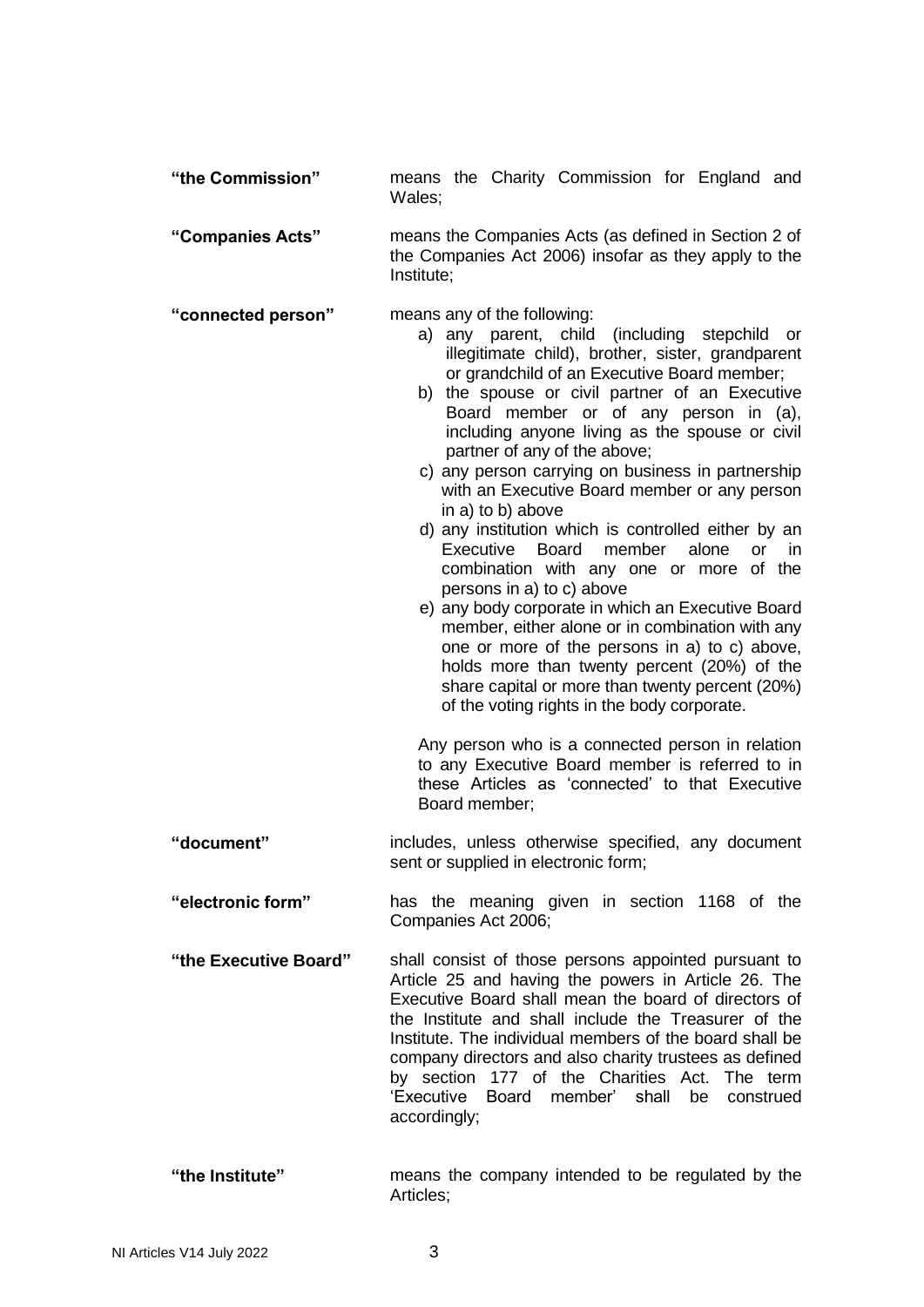**"the Commission"** means the Charity Commission for England and Wales;

**"Companies Acts"** means the Companies Acts (as defined in Section 2 of the Companies Act 2006) insofar as they apply to the Institute;

**"connected person"** means any of the following:

a) any parent, child (including stepchild or illegitimate child), brother, sister, grandparent or grandchild of an Executive Board member;
b) the spouse or civil partner of an Executive Board member or of any person in (a), including anyone living as the spouse or civil partner of any of the above;
c) any person carrying on business in partnership with an Executive Board member or any person in a) to b) above
d) any institution which is controlled either by an Executive Board member alone or in combination with any one or more of the persons in a) to c) above
e) any body corporate in which an Executive Board member, either alone or in combination with any one or more of the persons in a) to c) above, holds more than twenty percent (20%) of the share capital or more than twenty percent (20%) of the voting rights in the body corporate.

Any person who is a connected person in relation to any Executive Board member is referred to in these Articles as 'connected' to that Executive Board member;

**"document"** includes, unless otherwise specified, any document sent or supplied in electronic form;

**"electronic form"** has the meaning given in section 1168 of the Companies Act 2006;

**"the Executive Board"** shall consist of those persons appointed pursuant to Article 25 and having the powers in Article 26. The Executive Board shall mean the board of directors of the Institute and shall include the Treasurer of the Institute. The individual members of the board shall be company directors and also charity trustees as defined by section 177 of the Charities Act. The term 'Executive Board member' shall be construed accordingly;

**"the Institute"** means the company intended to be regulated by the Articles;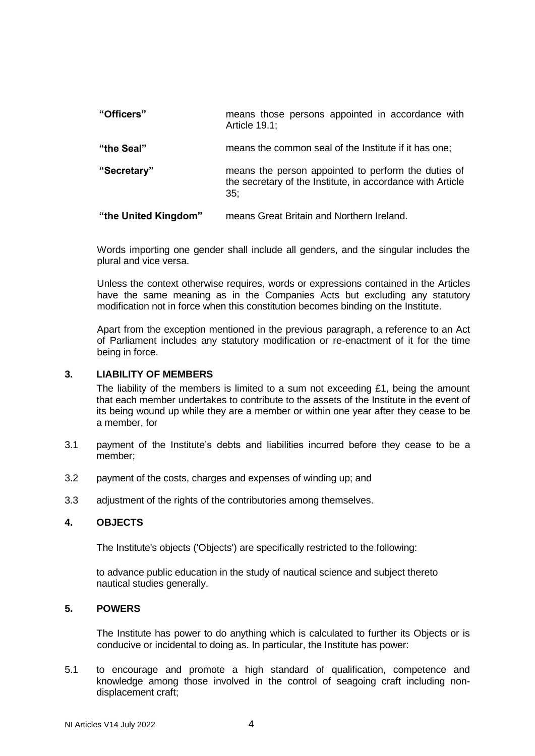| | |
|---|---|
| **"Officers"** | means those persons appointed in accordance with Article 19.1; |
| **"the Seal"** | means the common seal of the Institute if it has one; |
| **"Secretary"** | means the person appointed to perform the duties of the secretary of the Institute, in accordance with Article 35; |
| **"the United Kingdom"** | means Great Britain and Northern Ireland. |

Words importing one gender shall include all genders, and the singular includes the plural and vice versa.

Unless the context otherwise requires, words or expressions contained in the Articles have the same meaning as in the Companies Acts but excluding any statutory modification not in force when this constitution becomes binding on the Institute.

Apart from the exception mentioned in the previous paragraph, a reference to an Act of Parliament includes any statutory modification or re-enactment of it for the time being in force.

## 3. LIABILITY OF MEMBERS

The liability of the members is limited to a sum not exceeding £1, being the amount that each member undertakes to contribute to the assets of the Institute in the event of its being wound up while they are a member or within one year after they cease to be a member, for

3.1 payment of the Institute's debts and liabilities incurred before they cease to be a member;

3.2 payment of the costs, charges and expenses of winding up; and

3.3 adjustment of the rights of the contributories among themselves.

## 4. OBJECTS

The Institute's objects ('Objects') are specifically restricted to the following:

to advance public education in the study of nautical science and subject thereto nautical studies generally.

## 5. POWERS

The Institute has power to do anything which is calculated to further its Objects or is conducive or incidental to doing as. In particular, the Institute has power:

5.1 to encourage and promote a high standard of qualification, competence and knowledge among those involved in the control of seagoing craft including non-displacement craft;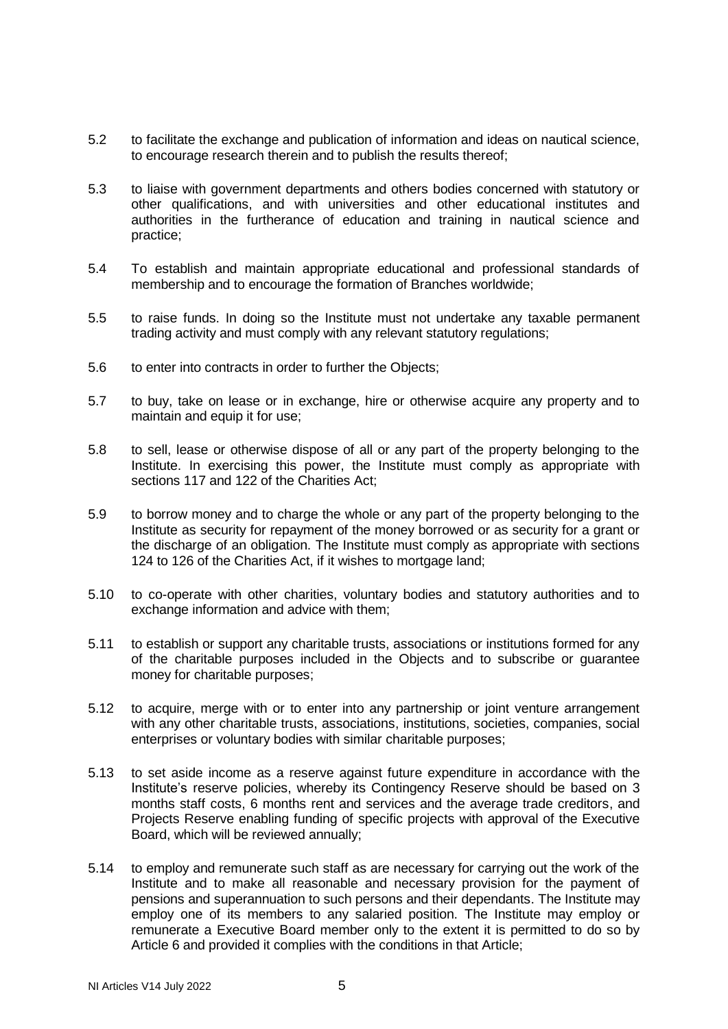5.2 to facilitate the exchange and publication of information and ideas on nautical science, to encourage research therein and to publish the results thereof;

5.3 to liaise with government departments and others bodies concerned with statutory or other qualifications, and with universities and other educational institutes and authorities in the furtherance of education and training in nautical science and practice;

5.4 To establish and maintain appropriate educational and professional standards of membership and to encourage the formation of Branches worldwide;

5.5 to raise funds. In doing so the Institute must not undertake any taxable permanent trading activity and must comply with any relevant statutory regulations;

5.6 to enter into contracts in order to further the Objects;

5.7 to buy, take on lease or in exchange, hire or otherwise acquire any property and to maintain and equip it for use;

5.8 to sell, lease or otherwise dispose of all or any part of the property belonging to the Institute. In exercising this power, the Institute must comply as appropriate with sections 117 and 122 of the Charities Act;

5.9 to borrow money and to charge the whole or any part of the property belonging to the Institute as security for repayment of the money borrowed or as security for a grant or the discharge of an obligation. The Institute must comply as appropriate with sections 124 to 126 of the Charities Act, if it wishes to mortgage land;

5.10 to co-operate with other charities, voluntary bodies and statutory authorities and to exchange information and advice with them;

5.11 to establish or support any charitable trusts, associations or institutions formed for any of the charitable purposes included in the Objects and to subscribe or guarantee money for charitable purposes;

5.12 to acquire, merge with or to enter into any partnership or joint venture arrangement with any other charitable trusts, associations, institutions, societies, companies, social enterprises or voluntary bodies with similar charitable purposes;

5.13 to set aside income as a reserve against future expenditure in accordance with the Institute's reserve policies, whereby its Contingency Reserve should be based on 3 months staff costs, 6 months rent and services and the average trade creditors, and Projects Reserve enabling funding of specific projects with approval of the Executive Board, which will be reviewed annually;

5.14 to employ and remunerate such staff as are necessary for carrying out the work of the Institute and to make all reasonable and necessary provision for the payment of pensions and superannuation to such persons and their dependants. The Institute may employ one of its members to any salaried position. The Institute may employ or remunerate a Executive Board member only to the extent it is permitted to do so by Article 6 and provided it complies with the conditions in that Article;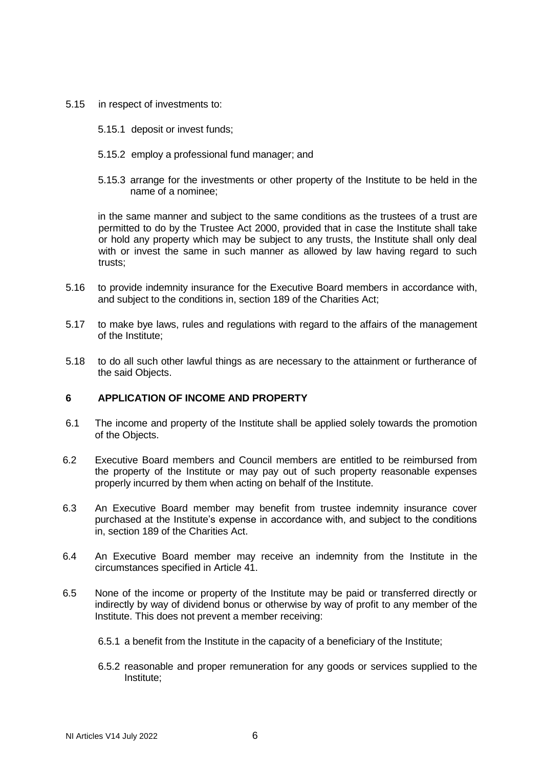5.15 in respect of investments to:

5.15.1 deposit or invest funds;

5.15.2 employ a professional fund manager; and

5.15.3 arrange for the investments or other property of the Institute to be held in the name of a nominee;

in the same manner and subject to the same conditions as the trustees of a trust are permitted to do by the Trustee Act 2000, provided that in case the Institute shall take or hold any property which may be subject to any trusts, the Institute shall only deal with or invest the same in such manner as allowed by law having regard to such trusts;

5.16 to provide indemnity insurance for the Executive Board members in accordance with, and subject to the conditions in, section 189 of the Charities Act;

5.17 to make bye laws, rules and regulations with regard to the affairs of the management of the Institute;

5.18 to do all such other lawful things as are necessary to the attainment or furtherance of the said Objects.

## 6 APPLICATION OF INCOME AND PROPERTY

6.1 The income and property of the Institute shall be applied solely towards the promotion of the Objects.

6.2 Executive Board members and Council members are entitled to be reimbursed from the property of the Institute or may pay out of such property reasonable expenses properly incurred by them when acting on behalf of the Institute.

6.3 An Executive Board member may benefit from trustee indemnity insurance cover purchased at the Institute's expense in accordance with, and subject to the conditions in, section 189 of the Charities Act.

6.4 An Executive Board member may receive an indemnity from the Institute in the circumstances specified in Article 41.

6.5 None of the income or property of the Institute may be paid or transferred directly or indirectly by way of dividend bonus or otherwise by way of profit to any member of the Institute. This does not prevent a member receiving:

6.5.1 a benefit from the Institute in the capacity of a beneficiary of the Institute;

6.5.2 reasonable and proper remuneration for any goods or services supplied to the Institute;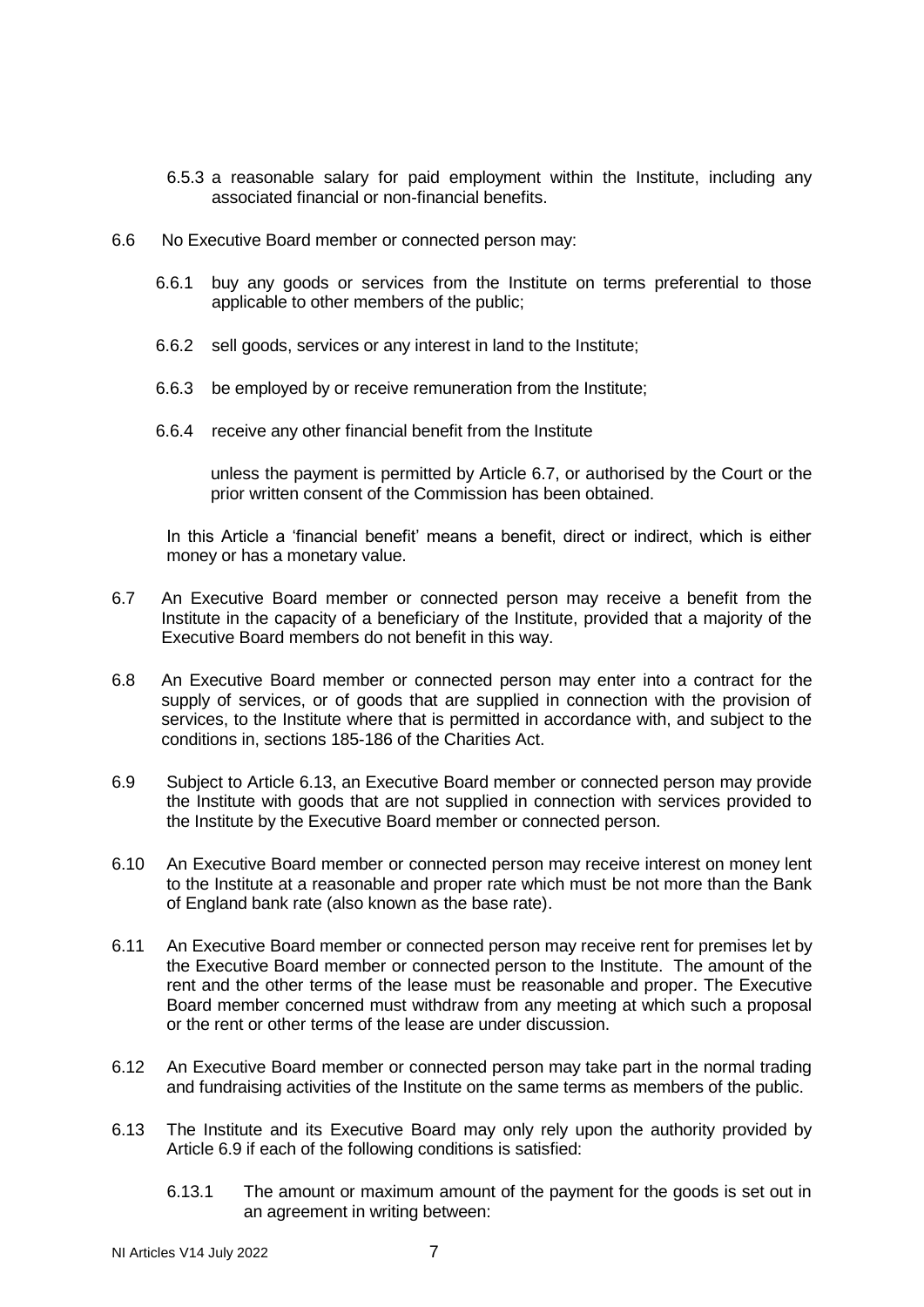6.5.3 a reasonable salary for paid employment within the Institute, including any associated financial or non-financial benefits.

6.6 No Executive Board member or connected person may:

6.6.1 buy any goods or services from the Institute on terms preferential to those applicable to other members of the public;

6.6.2 sell goods, services or any interest in land to the Institute;

6.6.3 be employed by or receive remuneration from the Institute;

6.6.4 receive any other financial benefit from the Institute

unless the payment is permitted by Article 6.7, or authorised by the Court or the prior written consent of the Commission has been obtained.

In this Article a 'financial benefit' means a benefit, direct or indirect, which is either money or has a monetary value.

6.7 An Executive Board member or connected person may receive a benefit from the Institute in the capacity of a beneficiary of the Institute, provided that a majority of the Executive Board members do not benefit in this way.

6.8 An Executive Board member or connected person may enter into a contract for the supply of services, or of goods that are supplied in connection with the provision of services, to the Institute where that is permitted in accordance with, and subject to the conditions in, sections 185-186 of the Charities Act.

6.9 Subject to Article 6.13, an Executive Board member or connected person may provide the Institute with goods that are not supplied in connection with services provided to the Institute by the Executive Board member or connected person.

6.10 An Executive Board member or connected person may receive interest on money lent to the Institute at a reasonable and proper rate which must be not more than the Bank of England bank rate (also known as the base rate).

6.11 An Executive Board member or connected person may receive rent for premises let by the Executive Board member or connected person to the Institute. The amount of the rent and the other terms of the lease must be reasonable and proper. The Executive Board member concerned must withdraw from any meeting at which such a proposal or the rent or other terms of the lease are under discussion.

6.12 An Executive Board member or connected person may take part in the normal trading and fundraising activities of the Institute on the same terms as members of the public.

6.13 The Institute and its Executive Board may only rely upon the authority provided by Article 6.9 if each of the following conditions is satisfied:

6.13.1 The amount or maximum amount of the payment for the goods is set out in an agreement in writing between: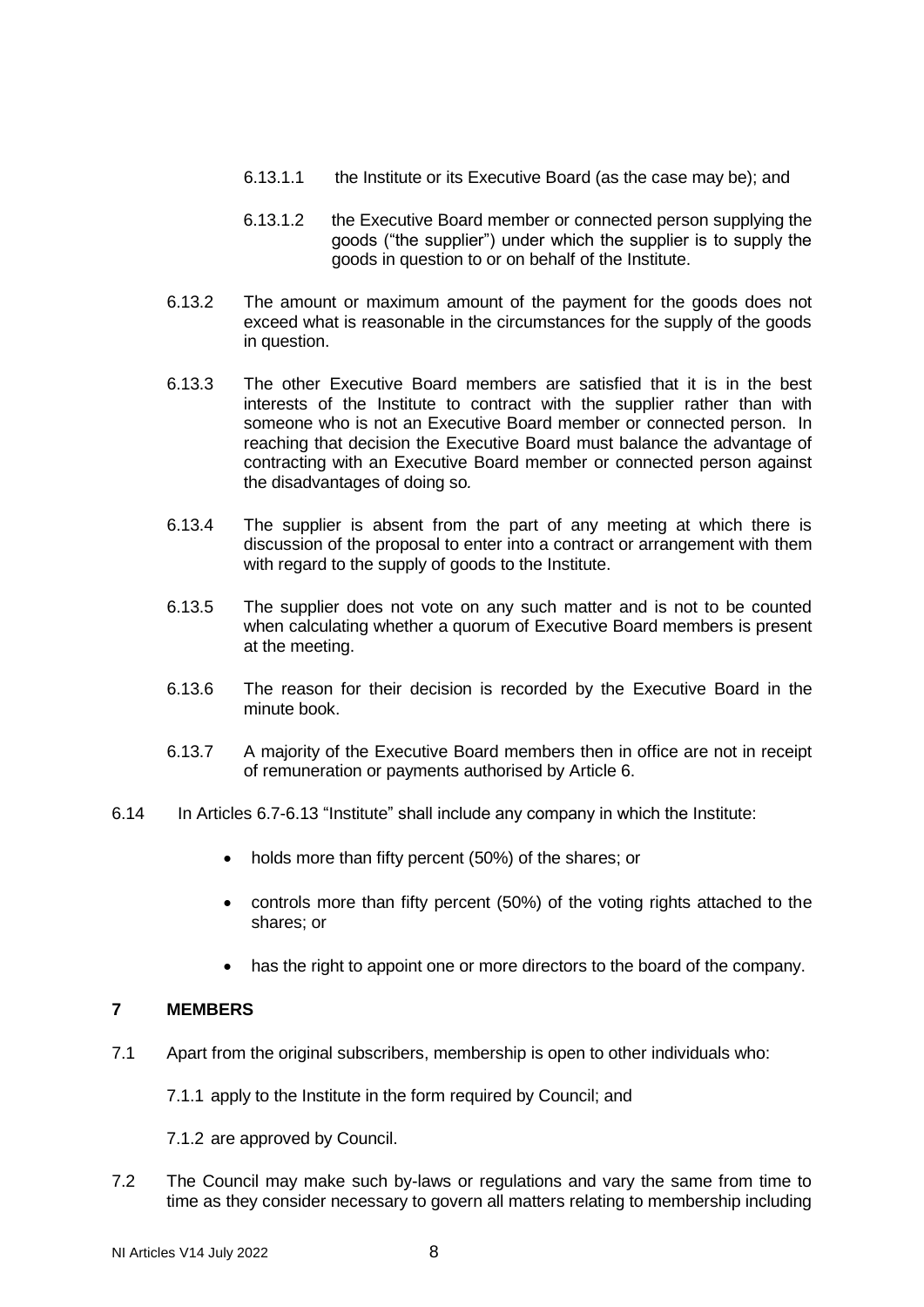6.13.1.1 the Institute or its Executive Board (as the case may be); and

6.13.1.2 the Executive Board member or connected person supplying the goods ("the supplier") under which the supplier is to supply the goods in question to or on behalf of the Institute.

6.13.2 The amount or maximum amount of the payment for the goods does not exceed what is reasonable in the circumstances for the supply of the goods in question.

6.13.3 The other Executive Board members are satisfied that it is in the best interests of the Institute to contract with the supplier rather than with someone who is not an Executive Board member or connected person. In reaching that decision the Executive Board must balance the advantage of contracting with an Executive Board member or connected person against the disadvantages of doing so.

6.13.4 The supplier is absent from the part of any meeting at which there is discussion of the proposal to enter into a contract or arrangement with them with regard to the supply of goods to the Institute.

6.13.5 The supplier does not vote on any such matter and is not to be counted when calculating whether a quorum of Executive Board members is present at the meeting.

6.13.6 The reason for their decision is recorded by the Executive Board in the minute book.

6.13.7 A majority of the Executive Board members then in office are not in receipt of remuneration or payments authorised by Article 6.

6.14 In Articles 6.7-6.13 "Institute" shall include any company in which the Institute:

- holds more than fifty percent (50%) of the shares; or
- controls more than fifty percent (50%) of the voting rights attached to the shares; or
- has the right to appoint one or more directors to the board of the company.

**7 MEMBERS**

7.1 Apart from the original subscribers, membership is open to other individuals who:

7.1.1 apply to the Institute in the form required by Council; and

7.1.2 are approved by Council.

7.2 The Council may make such by-laws or regulations and vary the same from time to time as they consider necessary to govern all matters relating to membership including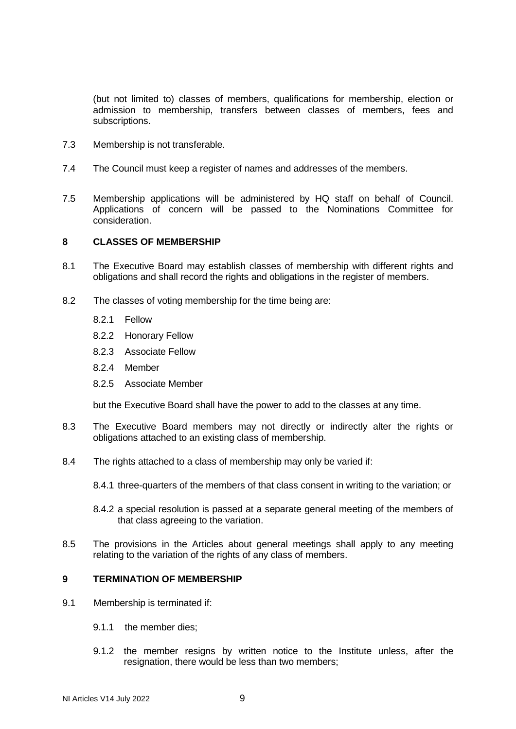(but not limited to) classes of members, qualifications for membership, election or admission to membership, transfers between classes of members, fees and subscriptions.

7.3 Membership is not transferable.

7.4 The Council must keep a register of names and addresses of the members.

7.5 Membership applications will be administered by HQ staff on behalf of Council. Applications of concern will be passed to the Nominations Committee for consideration.

**8 CLASSES OF MEMBERSHIP**

8.1 The Executive Board may establish classes of membership with different rights and obligations and shall record the rights and obligations in the register of members.

8.2 The classes of voting membership for the time being are:

8.2.1 Fellow

8.2.2 Honorary Fellow

8.2.3 Associate Fellow

8.2.4 Member

8.2.5 Associate Member

but the Executive Board shall have the power to add to the classes at any time.

8.3 The Executive Board members may not directly or indirectly alter the rights or obligations attached to an existing class of membership.

8.4 The rights attached to a class of membership may only be varied if:

8.4.1 three-quarters of the members of that class consent in writing to the variation; or

8.4.2 a special resolution is passed at a separate general meeting of the members of that class agreeing to the variation.

8.5 The provisions in the Articles about general meetings shall apply to any meeting relating to the variation of the rights of any class of members.

**9 TERMINATION OF MEMBERSHIP**

9.1 Membership is terminated if:

9.1.1 the member dies;

9.1.2 the member resigns by written notice to the Institute unless, after the resignation, there would be less than two members;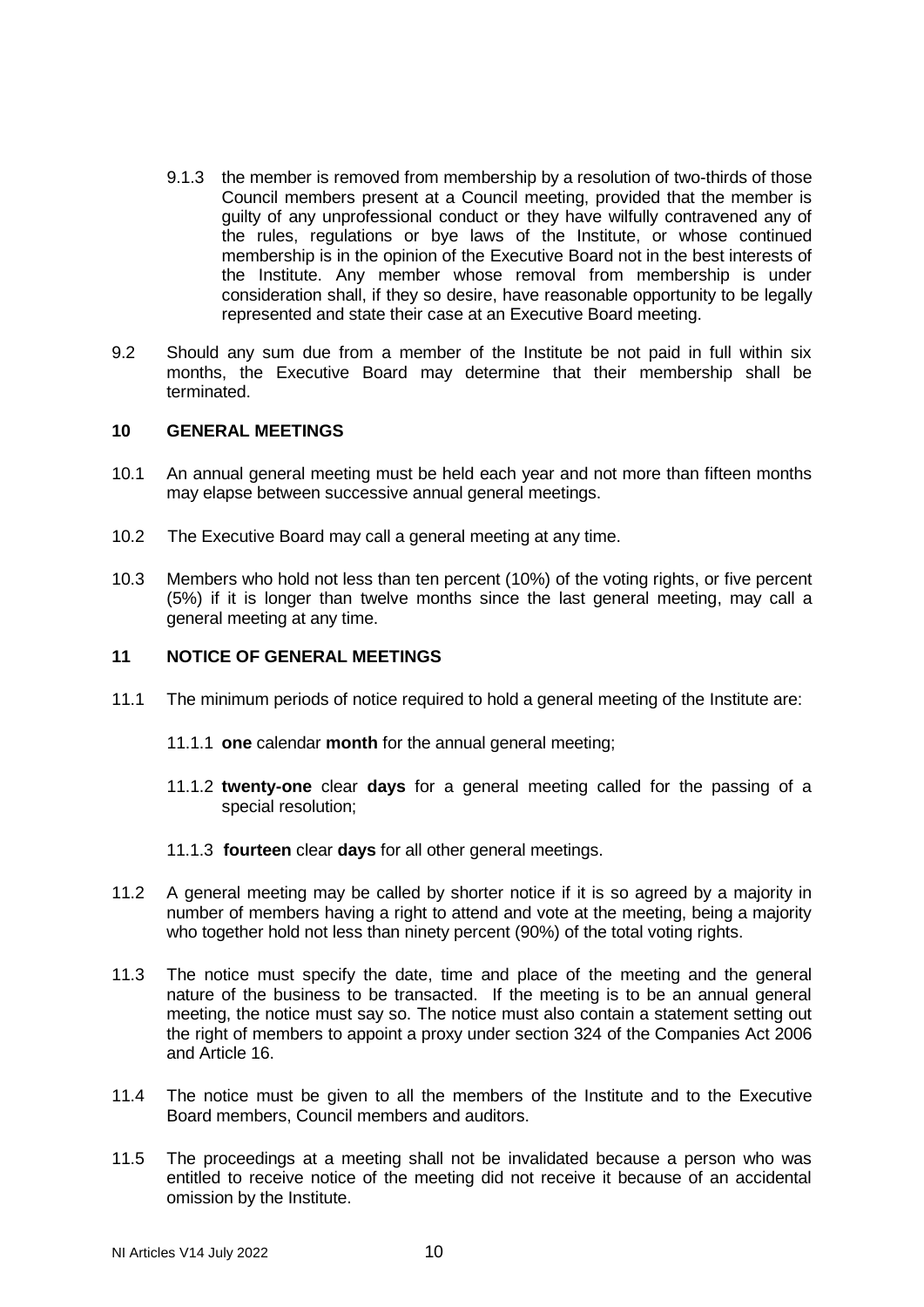9.1.3 the member is removed from membership by a resolution of two-thirds of those Council members present at a Council meeting, provided that the member is guilty of any unprofessional conduct or they have wilfully contravened any of the rules, regulations or bye laws of the Institute, or whose continued membership is in the opinion of the Executive Board not in the best interests of the Institute. Any member whose removal from membership is under consideration shall, if they so desire, have reasonable opportunity to be legally represented and state their case at an Executive Board meeting.

9.2 Should any sum due from a member of the Institute be not paid in full within six months, the Executive Board may determine that their membership shall be terminated.

## 10 GENERAL MEETINGS

10.1 An annual general meeting must be held each year and not more than fifteen months may elapse between successive annual general meetings.

10.2 The Executive Board may call a general meeting at any time.

10.3 Members who hold not less than ten percent (10%) of the voting rights, or five percent (5%) if it is longer than twelve months since the last general meeting, may call a general meeting at any time.

## 11 NOTICE OF GENERAL MEETINGS

11.1 The minimum periods of notice required to hold a general meeting of the Institute are:

11.1.1 **one** calendar **month** for the annual general meeting;

11.1.2 **twenty-one** clear **days** for a general meeting called for the passing of a special resolution;

11.1.3 **fourteen** clear **days** for all other general meetings.

11.2 A general meeting may be called by shorter notice if it is so agreed by a majority in number of members having a right to attend and vote at the meeting, being a majority who together hold not less than ninety percent (90%) of the total voting rights.

11.3 The notice must specify the date, time and place of the meeting and the general nature of the business to be transacted. If the meeting is to be an annual general meeting, the notice must say so. The notice must also contain a statement setting out the right of members to appoint a proxy under section 324 of the Companies Act 2006 and Article 16.

11.4 The notice must be given to all the members of the Institute and to the Executive Board members, Council members and auditors.

11.5 The proceedings at a meeting shall not be invalidated because a person who was entitled to receive notice of the meeting did not receive it because of an accidental omission by the Institute.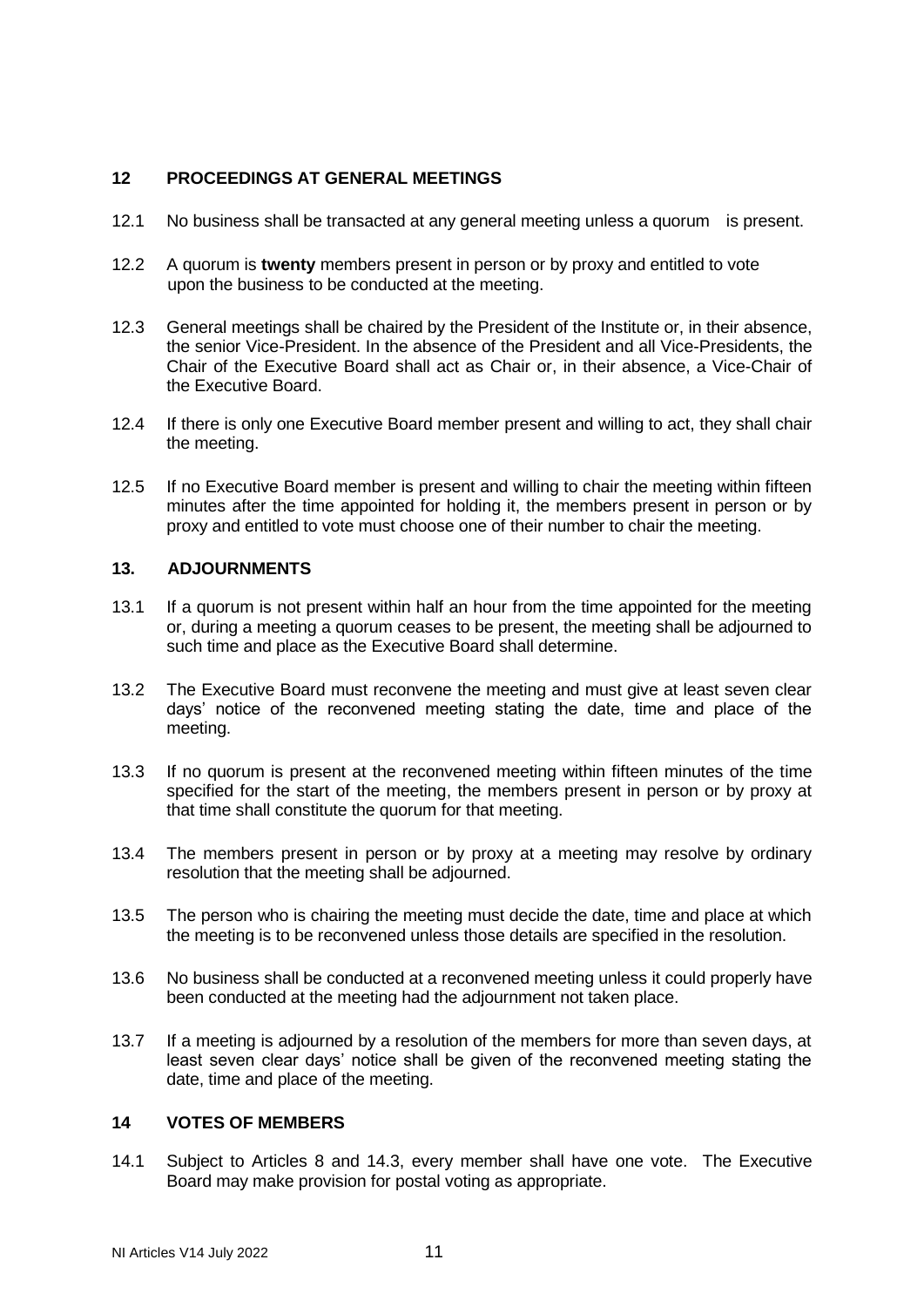## 12 PROCEEDINGS AT GENERAL MEETINGS

12.1 No business shall be transacted at any general meeting unless a quorum is present.

12.2 A quorum is **twenty** members present in person or by proxy and entitled to vote upon the business to be conducted at the meeting.

12.3 General meetings shall be chaired by the President of the Institute or, in their absence, the senior Vice-President. In the absence of the President and all Vice-Presidents, the Chair of the Executive Board shall act as Chair or, in their absence, a Vice-Chair of the Executive Board.

12.4 If there is only one Executive Board member present and willing to act, they shall chair the meeting.

12.5 If no Executive Board member is present and willing to chair the meeting within fifteen minutes after the time appointed for holding it, the members present in person or by proxy and entitled to vote must choose one of their number to chair the meeting.

## 13. ADJOURNMENTS

13.1 If a quorum is not present within half an hour from the time appointed for the meeting or, during a meeting a quorum ceases to be present, the meeting shall be adjourned to such time and place as the Executive Board shall determine.

13.2 The Executive Board must reconvene the meeting and must give at least seven clear days' notice of the reconvened meeting stating the date, time and place of the meeting.

13.3 If no quorum is present at the reconvened meeting within fifteen minutes of the time specified for the start of the meeting, the members present in person or by proxy at that time shall constitute the quorum for that meeting.

13.4 The members present in person or by proxy at a meeting may resolve by ordinary resolution that the meeting shall be adjourned.

13.5 The person who is chairing the meeting must decide the date, time and place at which the meeting is to be reconvened unless those details are specified in the resolution.

13.6 No business shall be conducted at a reconvened meeting unless it could properly have been conducted at the meeting had the adjournment not taken place.

13.7 If a meeting is adjourned by a resolution of the members for more than seven days, at least seven clear days' notice shall be given of the reconvened meeting stating the date, time and place of the meeting.

## 14 VOTES OF MEMBERS

14.1 Subject to Articles 8 and 14.3, every member shall have one vote. The Executive Board may make provision for postal voting as appropriate.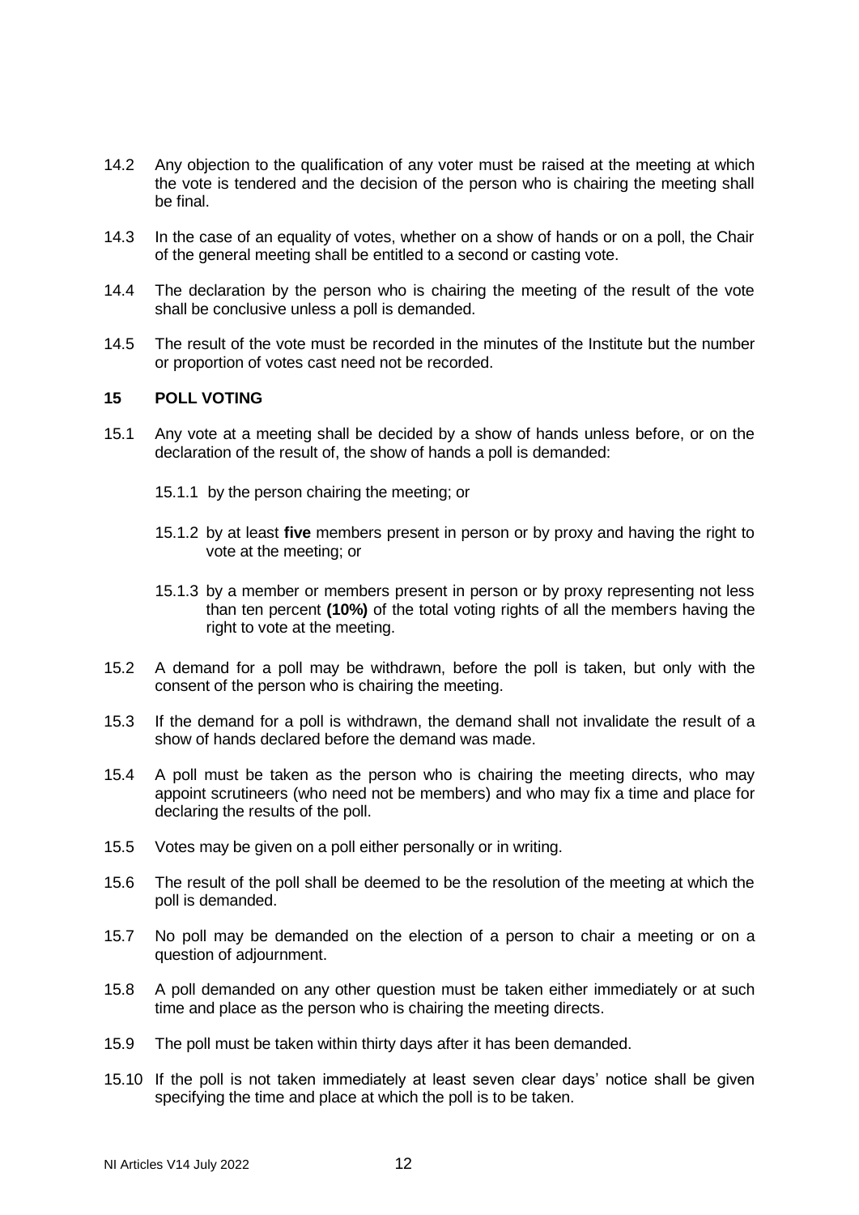14.2 Any objection to the qualification of any voter must be raised at the meeting at which the vote is tendered and the decision of the person who is chairing the meeting shall be final.

14.3 In the case of an equality of votes, whether on a show of hands or on a poll, the Chair of the general meeting shall be entitled to a second or casting vote.

14.4 The declaration by the person who is chairing the meeting of the result of the vote shall be conclusive unless a poll is demanded.

14.5 The result of the vote must be recorded in the minutes of the Institute but the number or proportion of votes cast need not be recorded.

## 15 POLL VOTING

15.1 Any vote at a meeting shall be decided by a show of hands unless before, or on the declaration of the result of, the show of hands a poll is demanded:

15.1.1 by the person chairing the meeting; or

15.1.2 by at least **five** members present in person or by proxy and having the right to vote at the meeting; or

15.1.3 by a member or members present in person or by proxy representing not less than ten percent **(10%)** of the total voting rights of all the members having the right to vote at the meeting.

15.2 A demand for a poll may be withdrawn, before the poll is taken, but only with the consent of the person who is chairing the meeting.

15.3 If the demand for a poll is withdrawn, the demand shall not invalidate the result of a show of hands declared before the demand was made.

15.4 A poll must be taken as the person who is chairing the meeting directs, who may appoint scrutineers (who need not be members) and who may fix a time and place for declaring the results of the poll.

15.5 Votes may be given on a poll either personally or in writing.

15.6 The result of the poll shall be deemed to be the resolution of the meeting at which the poll is demanded.

15.7 No poll may be demanded on the election of a person to chair a meeting or on a question of adjournment.

15.8 A poll demanded on any other question must be taken either immediately or at such time and place as the person who is chairing the meeting directs.

15.9 The poll must be taken within thirty days after it has been demanded.

15.10 If the poll is not taken immediately at least seven clear days' notice shall be given specifying the time and place at which the poll is to be taken.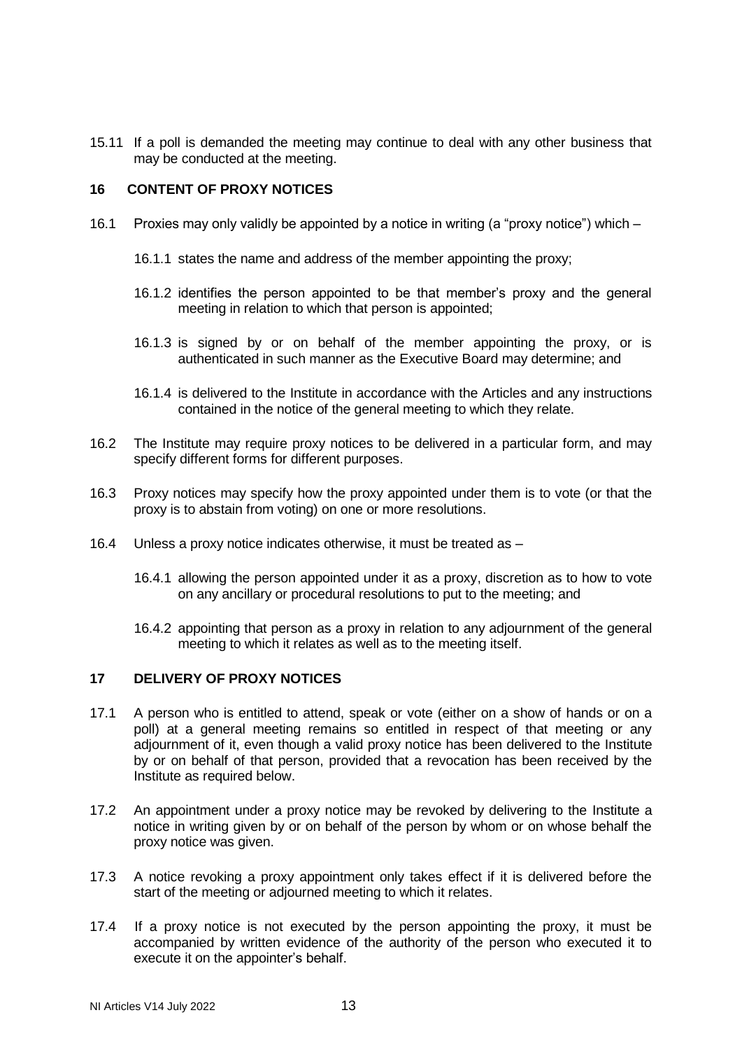15.11 If a poll is demanded the meeting may continue to deal with any other business that may be conducted at the meeting.

## 16 CONTENT OF PROXY NOTICES

16.1 Proxies may only validly be appointed by a notice in writing (a "proxy notice") which –

16.1.1 states the name and address of the member appointing the proxy;

16.1.2 identifies the person appointed to be that member's proxy and the general meeting in relation to which that person is appointed;

16.1.3 is signed by or on behalf of the member appointing the proxy, or is authenticated in such manner as the Executive Board may determine; and

16.1.4 is delivered to the Institute in accordance with the Articles and any instructions contained in the notice of the general meeting to which they relate.

16.2 The Institute may require proxy notices to be delivered in a particular form, and may specify different forms for different purposes.

16.3 Proxy notices may specify how the proxy appointed under them is to vote (or that the proxy is to abstain from voting) on one or more resolutions.

16.4 Unless a proxy notice indicates otherwise, it must be treated as –

16.4.1 allowing the person appointed under it as a proxy, discretion as to how to vote on any ancillary or procedural resolutions to put to the meeting; and

16.4.2 appointing that person as a proxy in relation to any adjournment of the general meeting to which it relates as well as to the meeting itself.

## 17 DELIVERY OF PROXY NOTICES

17.1 A person who is entitled to attend, speak or vote (either on a show of hands or on a poll) at a general meeting remains so entitled in respect of that meeting or any adjournment of it, even though a valid proxy notice has been delivered to the Institute by or on behalf of that person, provided that a revocation has been received by the Institute as required below.

17.2 An appointment under a proxy notice may be revoked by delivering to the Institute a notice in writing given by or on behalf of the person by whom or on whose behalf the proxy notice was given.

17.3 A notice revoking a proxy appointment only takes effect if it is delivered before the start of the meeting or adjourned meeting to which it relates.

17.4 If a proxy notice is not executed by the person appointing the proxy, it must be accompanied by written evidence of the authority of the person who executed it to execute it on the appointer's behalf.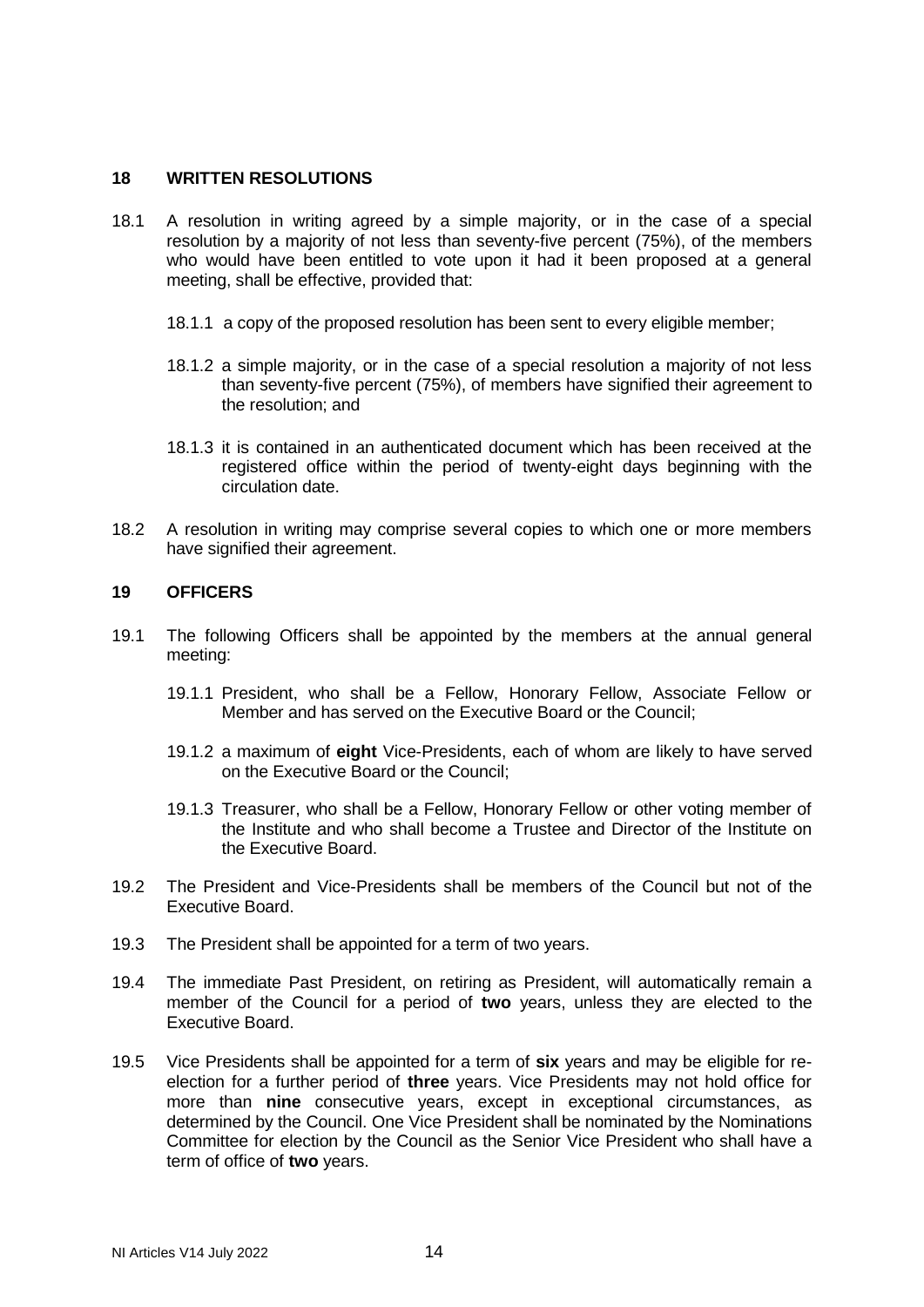## 18 WRITTEN RESOLUTIONS

18.1 A resolution in writing agreed by a simple majority, or in the case of a special resolution by a majority of not less than seventy-five percent (75%), of the members who would have been entitled to vote upon it had it been proposed at a general meeting, shall be effective, provided that:

18.1.1 a copy of the proposed resolution has been sent to every eligible member;

18.1.2 a simple majority, or in the case of a special resolution a majority of not less than seventy-five percent (75%), of members have signified their agreement to the resolution; and

18.1.3 it is contained in an authenticated document which has been received at the registered office within the period of twenty-eight days beginning with the circulation date.

18.2 A resolution in writing may comprise several copies to which one or more members have signified their agreement.

## 19 OFFICERS

19.1 The following Officers shall be appointed by the members at the annual general meeting:

19.1.1 President, who shall be a Fellow, Honorary Fellow, Associate Fellow or Member and has served on the Executive Board or the Council;

19.1.2 a maximum of **eight** Vice-Presidents, each of whom are likely to have served on the Executive Board or the Council;

19.1.3 Treasurer, who shall be a Fellow, Honorary Fellow or other voting member of the Institute and who shall become a Trustee and Director of the Institute on the Executive Board.

19.2 The President and Vice-Presidents shall be members of the Council but not of the Executive Board.

19.3 The President shall be appointed for a term of two years.

19.4 The immediate Past President, on retiring as President, will automatically remain a member of the Council for a period of **two** years, unless they are elected to the Executive Board.

19.5 Vice Presidents shall be appointed for a term of **six** years and may be eligible for re-election for a further period of **three** years. Vice Presidents may not hold office for more than **nine** consecutive years, except in exceptional circumstances, as determined by the Council. One Vice President shall be nominated by the Nominations Committee for election by the Council as the Senior Vice President who shall have a term of office of **two** years.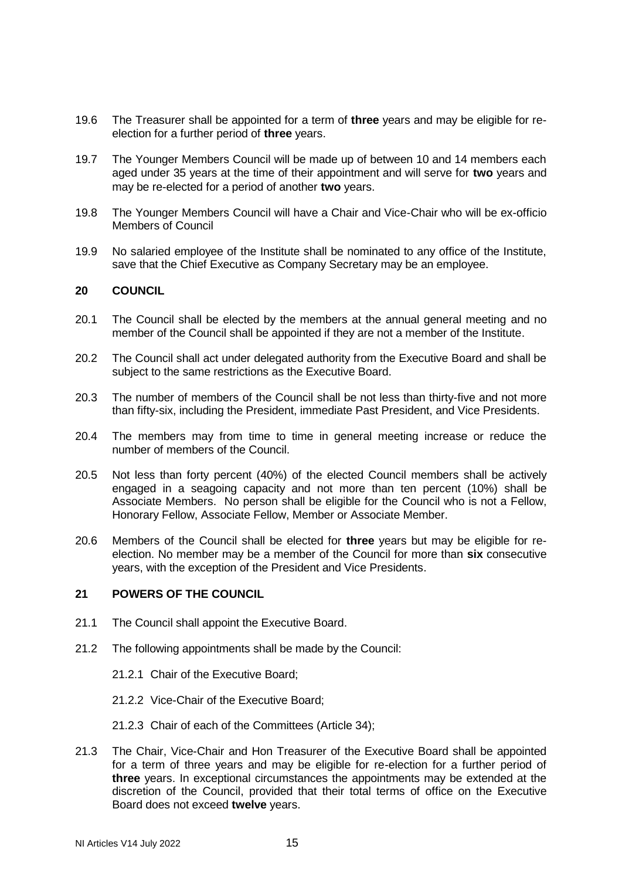19.6 The Treasurer shall be appointed for a term of **three** years and may be eligible for re-election for a further period of **three** years.

19.7 The Younger Members Council will be made up of between 10 and 14 members each aged under 35 years at the time of their appointment and will serve for **two** years and may be re-elected for a period of another **two** years.

19.8 The Younger Members Council will have a Chair and Vice-Chair who will be ex-officio Members of Council

19.9 No salaried employee of the Institute shall be nominated to any office of the Institute, save that the Chief Executive as Company Secretary may be an employee.

## 20 COUNCIL

20.1 The Council shall be elected by the members at the annual general meeting and no member of the Council shall be appointed if they are not a member of the Institute.

20.2 The Council shall act under delegated authority from the Executive Board and shall be subject to the same restrictions as the Executive Board.

20.3 The number of members of the Council shall be not less than thirty-five and not more than fifty-six, including the President, immediate Past President, and Vice Presidents.

20.4 The members may from time to time in general meeting increase or reduce the number of members of the Council.

20.5 Not less than forty percent (40%) of the elected Council members shall be actively engaged in a seagoing capacity and not more than ten percent (10%) shall be Associate Members. No person shall be eligible for the Council who is not a Fellow, Honorary Fellow, Associate Fellow, Member or Associate Member.

20.6 Members of the Council shall be elected for **three** years but may be eligible for re-election. No member may be a member of the Council for more than **six** consecutive years, with the exception of the President and Vice Presidents.

## 21 POWERS OF THE COUNCIL

21.1 The Council shall appoint the Executive Board.

21.2 The following appointments shall be made by the Council:

21.2.1 Chair of the Executive Board;

21.2.2 Vice-Chair of the Executive Board;

21.2.3 Chair of each of the Committees (Article 34);

21.3 The Chair, Vice-Chair and Hon Treasurer of the Executive Board shall be appointed for a term of three years and may be eligible for re-election for a further period of **three** years. In exceptional circumstances the appointments may be extended at the discretion of the Council, provided that their total terms of office on the Executive Board does not exceed **twelve** years.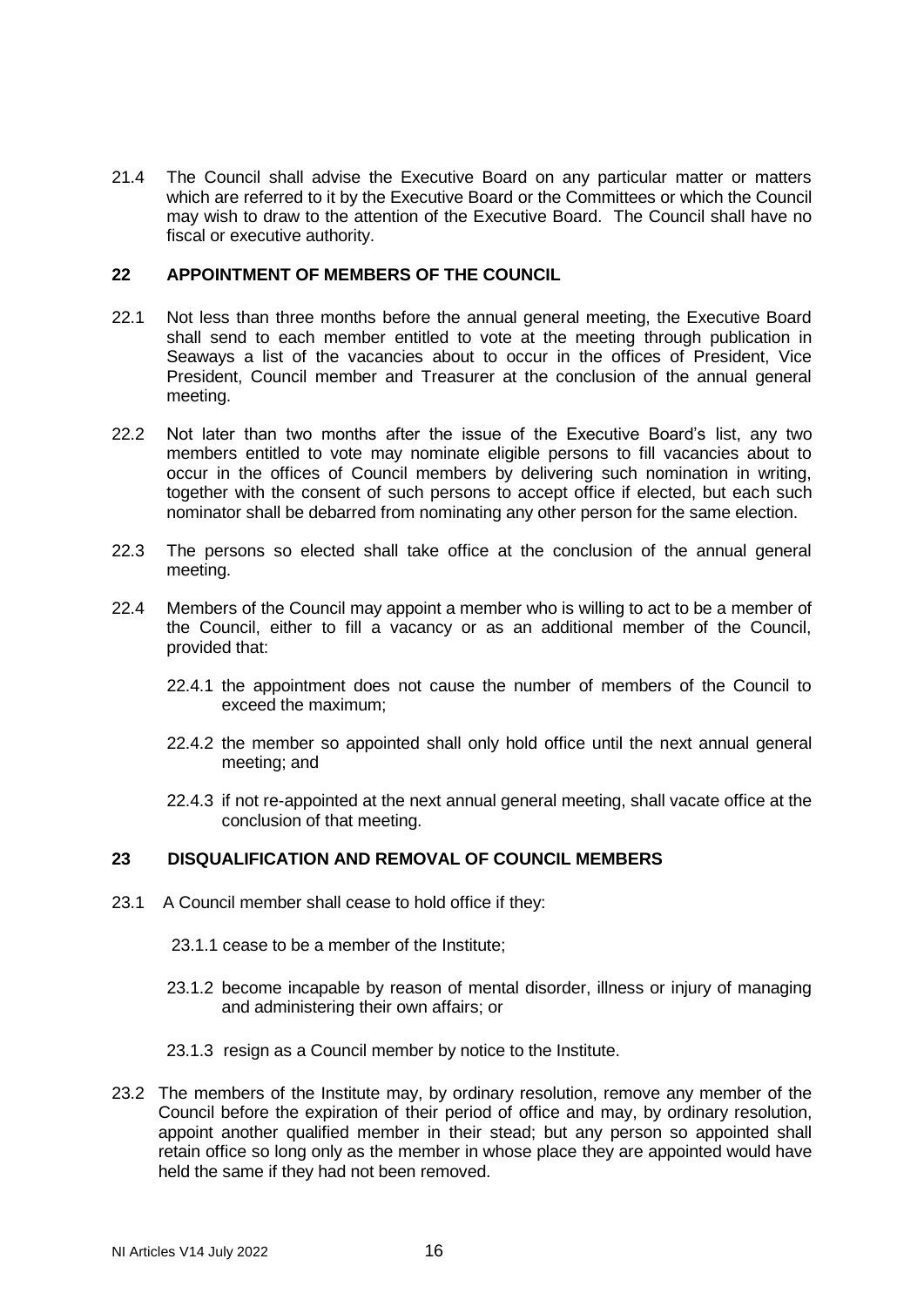21.4 The Council shall advise the Executive Board on any particular matter or matters which are referred to it by the Executive Board or the Committees or which the Council may wish to draw to the attention of the Executive Board. The Council shall have no fiscal or executive authority.

## 22 APPOINTMENT OF MEMBERS OF THE COUNCIL

22.1 Not less than three months before the annual general meeting, the Executive Board shall send to each member entitled to vote at the meeting through publication in Seaways a list of the vacancies about to occur in the offices of President, Vice President, Council member and Treasurer at the conclusion of the annual general meeting.

22.2 Not later than two months after the issue of the Executive Board's list, any two members entitled to vote may nominate eligible persons to fill vacancies about to occur in the offices of Council members by delivering such nomination in writing, together with the consent of such persons to accept office if elected, but each such nominator shall be debarred from nominating any other person for the same election.

22.3 The persons so elected shall take office at the conclusion of the annual general meeting.

22.4 Members of the Council may appoint a member who is willing to act to be a member of the Council, either to fill a vacancy or as an additional member of the Council, provided that:

22.4.1 the appointment does not cause the number of members of the Council to exceed the maximum;

22.4.2 the member so appointed shall only hold office until the next annual general meeting; and

22.4.3 if not re-appointed at the next annual general meeting, shall vacate office at the conclusion of that meeting.

## 23 DISQUALIFICATION AND REMOVAL OF COUNCIL MEMBERS

23.1 A Council member shall cease to hold office if they:

23.1.1 cease to be a member of the Institute;

23.1.2 become incapable by reason of mental disorder, illness or injury of managing and administering their own affairs; or

23.1.3 resign as a Council member by notice to the Institute.

23.2 The members of the Institute may, by ordinary resolution, remove any member of the Council before the expiration of their period of office and may, by ordinary resolution, appoint another qualified member in their stead; but any person so appointed shall retain office so long only as the member in whose place they are appointed would have held the same if they had not been removed.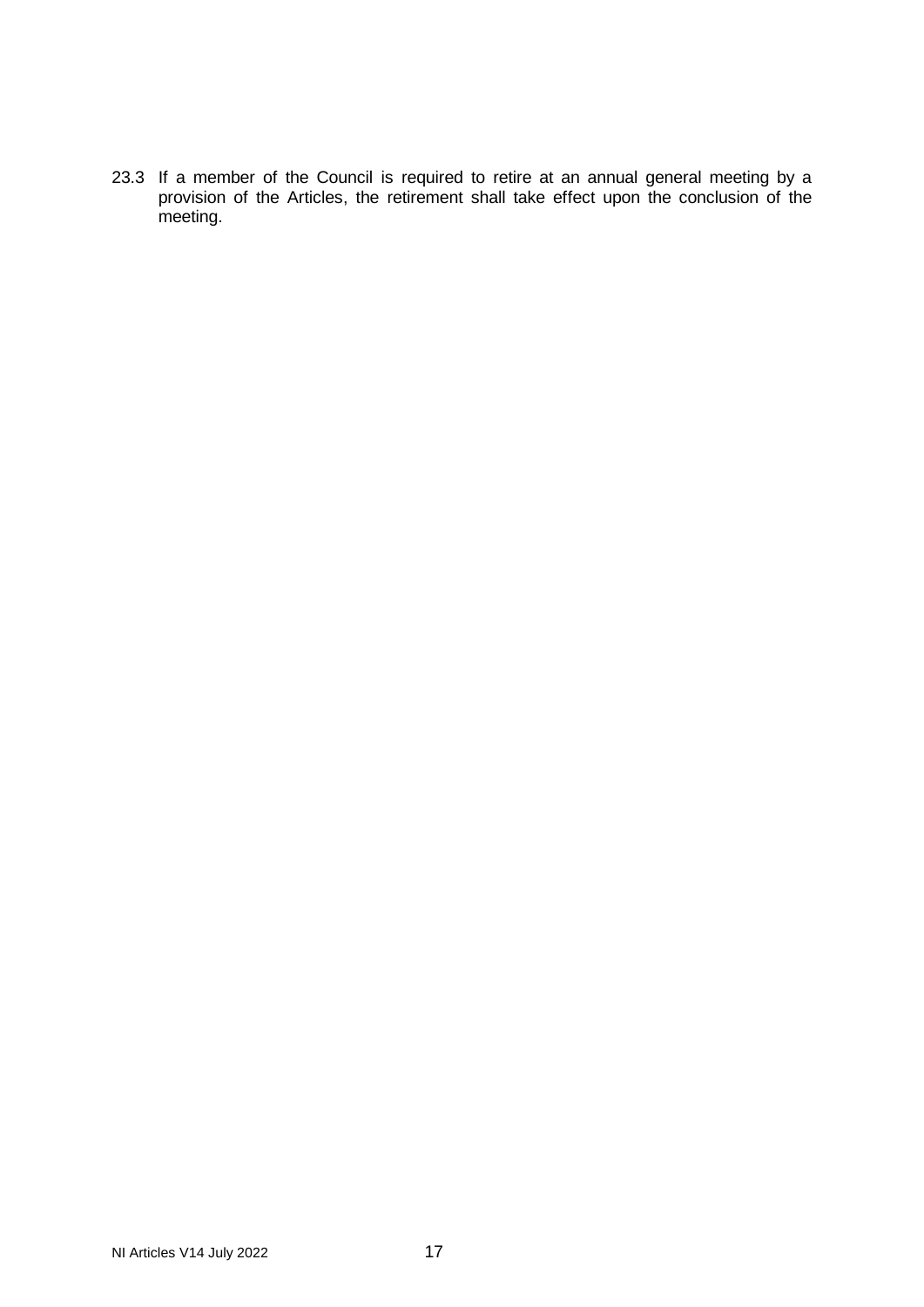23.3 If a member of the Council is required to retire at an annual general meeting by a provision of the Articles, the retirement shall take effect upon the conclusion of the meeting.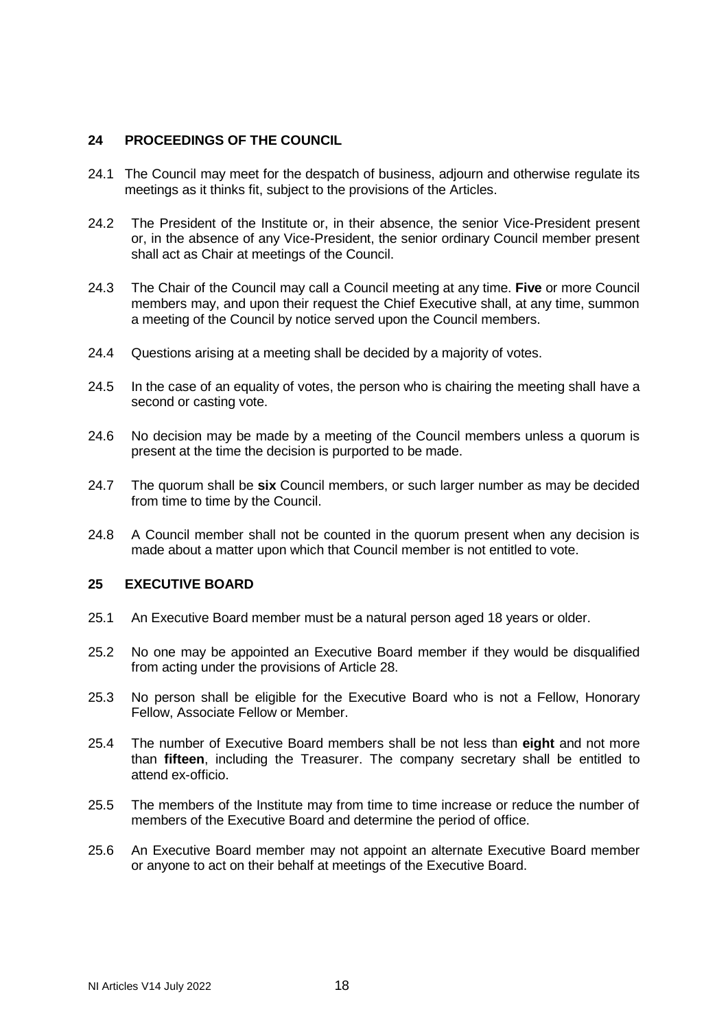## 24 PROCEEDINGS OF THE COUNCIL

24.1 The Council may meet for the despatch of business, adjourn and otherwise regulate its meetings as it thinks fit, subject to the provisions of the Articles.

24.2 The President of the Institute or, in their absence, the senior Vice-President present or, in the absence of any Vice-President, the senior ordinary Council member present shall act as Chair at meetings of the Council.

24.3 The Chair of the Council may call a Council meeting at any time. **Five** or more Council members may, and upon their request the Chief Executive shall, at any time, summon a meeting of the Council by notice served upon the Council members.

24.4 Questions arising at a meeting shall be decided by a majority of votes.

24.5 In the case of an equality of votes, the person who is chairing the meeting shall have a second or casting vote.

24.6 No decision may be made by a meeting of the Council members unless a quorum is present at the time the decision is purported to be made.

24.7 The quorum shall be **six** Council members, or such larger number as may be decided from time to time by the Council.

24.8 A Council member shall not be counted in the quorum present when any decision is made about a matter upon which that Council member is not entitled to vote.

## 25 EXECUTIVE BOARD

25.1 An Executive Board member must be a natural person aged 18 years or older.

25.2 No one may be appointed an Executive Board member if they would be disqualified from acting under the provisions of Article 28.

25.3 No person shall be eligible for the Executive Board who is not a Fellow, Honorary Fellow, Associate Fellow or Member.

25.4 The number of Executive Board members shall be not less than **eight** and not more than **fifteen**, including the Treasurer. The company secretary shall be entitled to attend ex-officio.

25.5 The members of the Institute may from time to time increase or reduce the number of members of the Executive Board and determine the period of office.

25.6 An Executive Board member may not appoint an alternate Executive Board member or anyone to act on their behalf at meetings of the Executive Board.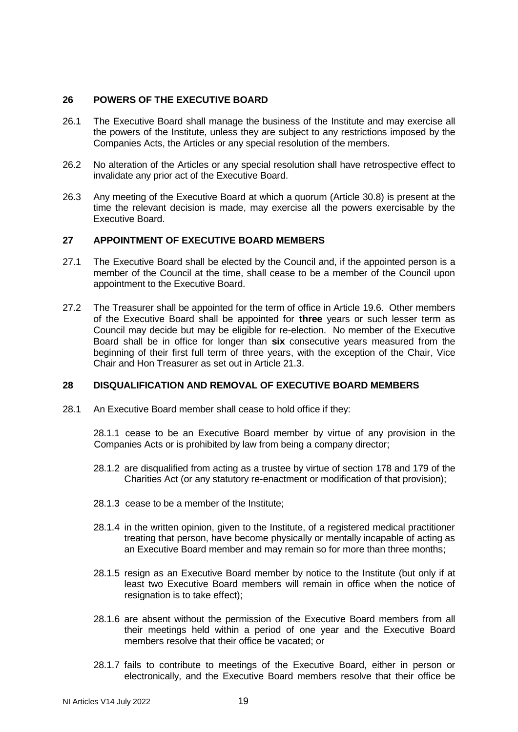## 26 POWERS OF THE EXECUTIVE BOARD

26.1 The Executive Board shall manage the business of the Institute and may exercise all the powers of the Institute, unless they are subject to any restrictions imposed by the Companies Acts, the Articles or any special resolution of the members.

26.2 No alteration of the Articles or any special resolution shall have retrospective effect to invalidate any prior act of the Executive Board.

26.3 Any meeting of the Executive Board at which a quorum (Article 30.8) is present at the time the relevant decision is made, may exercise all the powers exercisable by the Executive Board.

## 27 APPOINTMENT OF EXECUTIVE BOARD MEMBERS

27.1 The Executive Board shall be elected by the Council and, if the appointed person is a member of the Council at the time, shall cease to be a member of the Council upon appointment to the Executive Board.

27.2 The Treasurer shall be appointed for the term of office in Article 19.6. Other members of the Executive Board shall be appointed for **three** years or such lesser term as Council may decide but may be eligible for re-election. No member of the Executive Board shall be in office for longer than **six** consecutive years measured from the beginning of their first full term of three years, with the exception of the Chair, Vice Chair and Hon Treasurer as set out in Article 21.3.

## 28 DISQUALIFICATION AND REMOVAL OF EXECUTIVE BOARD MEMBERS

28.1 An Executive Board member shall cease to hold office if they:

28.1.1 cease to be an Executive Board member by virtue of any provision in the Companies Acts or is prohibited by law from being a company director;

28.1.2 are disqualified from acting as a trustee by virtue of section 178 and 179 of the Charities Act (or any statutory re-enactment or modification of that provision);

28.1.3 cease to be a member of the Institute;

28.1.4 in the written opinion, given to the Institute, of a registered medical practitioner treating that person, have become physically or mentally incapable of acting as an Executive Board member and may remain so for more than three months;

28.1.5 resign as an Executive Board member by notice to the Institute (but only if at least two Executive Board members will remain in office when the notice of resignation is to take effect);

28.1.6 are absent without the permission of the Executive Board members from all their meetings held within a period of one year and the Executive Board members resolve that their office be vacated; or

28.1.7 fails to contribute to meetings of the Executive Board, either in person or electronically, and the Executive Board members resolve that their office be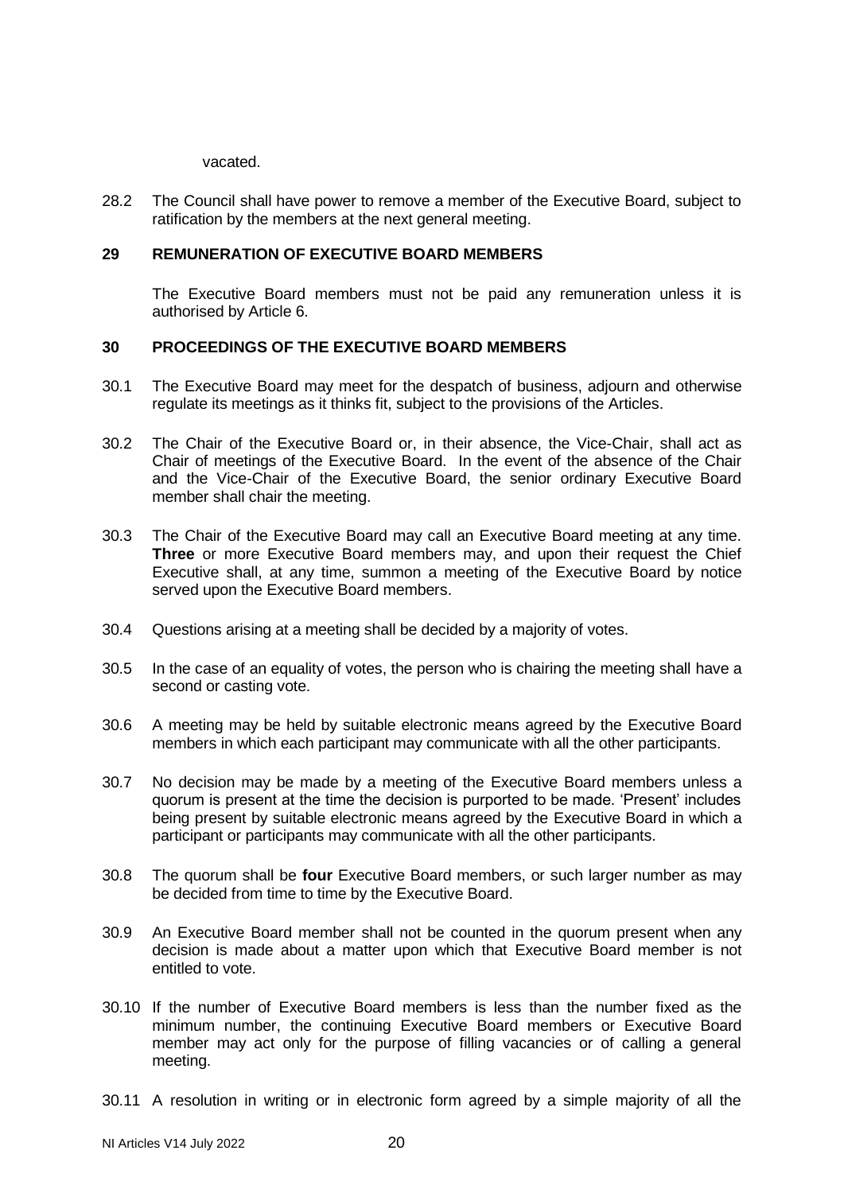vacated.

28.2 The Council shall have power to remove a member of the Executive Board, subject to ratification by the members at the next general meeting.

## 29 REMUNERATION OF EXECUTIVE BOARD MEMBERS

The Executive Board members must not be paid any remuneration unless it is authorised by Article 6.

## 30 PROCEEDINGS OF THE EXECUTIVE BOARD MEMBERS

30.1 The Executive Board may meet for the despatch of business, adjourn and otherwise regulate its meetings as it thinks fit, subject to the provisions of the Articles.

30.2 The Chair of the Executive Board or, in their absence, the Vice-Chair, shall act as Chair of meetings of the Executive Board. In the event of the absence of the Chair and the Vice-Chair of the Executive Board, the senior ordinary Executive Board member shall chair the meeting.

30.3 The Chair of the Executive Board may call an Executive Board meeting at any time. **Three** or more Executive Board members may, and upon their request the Chief Executive shall, at any time, summon a meeting of the Executive Board by notice served upon the Executive Board members.

30.4 Questions arising at a meeting shall be decided by a majority of votes.

30.5 In the case of an equality of votes, the person who is chairing the meeting shall have a second or casting vote.

30.6 A meeting may be held by suitable electronic means agreed by the Executive Board members in which each participant may communicate with all the other participants.

30.7 No decision may be made by a meeting of the Executive Board members unless a quorum is present at the time the decision is purported to be made. 'Present' includes being present by suitable electronic means agreed by the Executive Board in which a participant or participants may communicate with all the other participants.

30.8 The quorum shall be **four** Executive Board members, or such larger number as may be decided from time to time by the Executive Board.

30.9 An Executive Board member shall not be counted in the quorum present when any decision is made about a matter upon which that Executive Board member is not entitled to vote.

30.10 If the number of Executive Board members is less than the number fixed as the minimum number, the continuing Executive Board members or Executive Board member may act only for the purpose of filling vacancies or of calling a general meeting.

30.11 A resolution in writing or in electronic form agreed by a simple majority of all the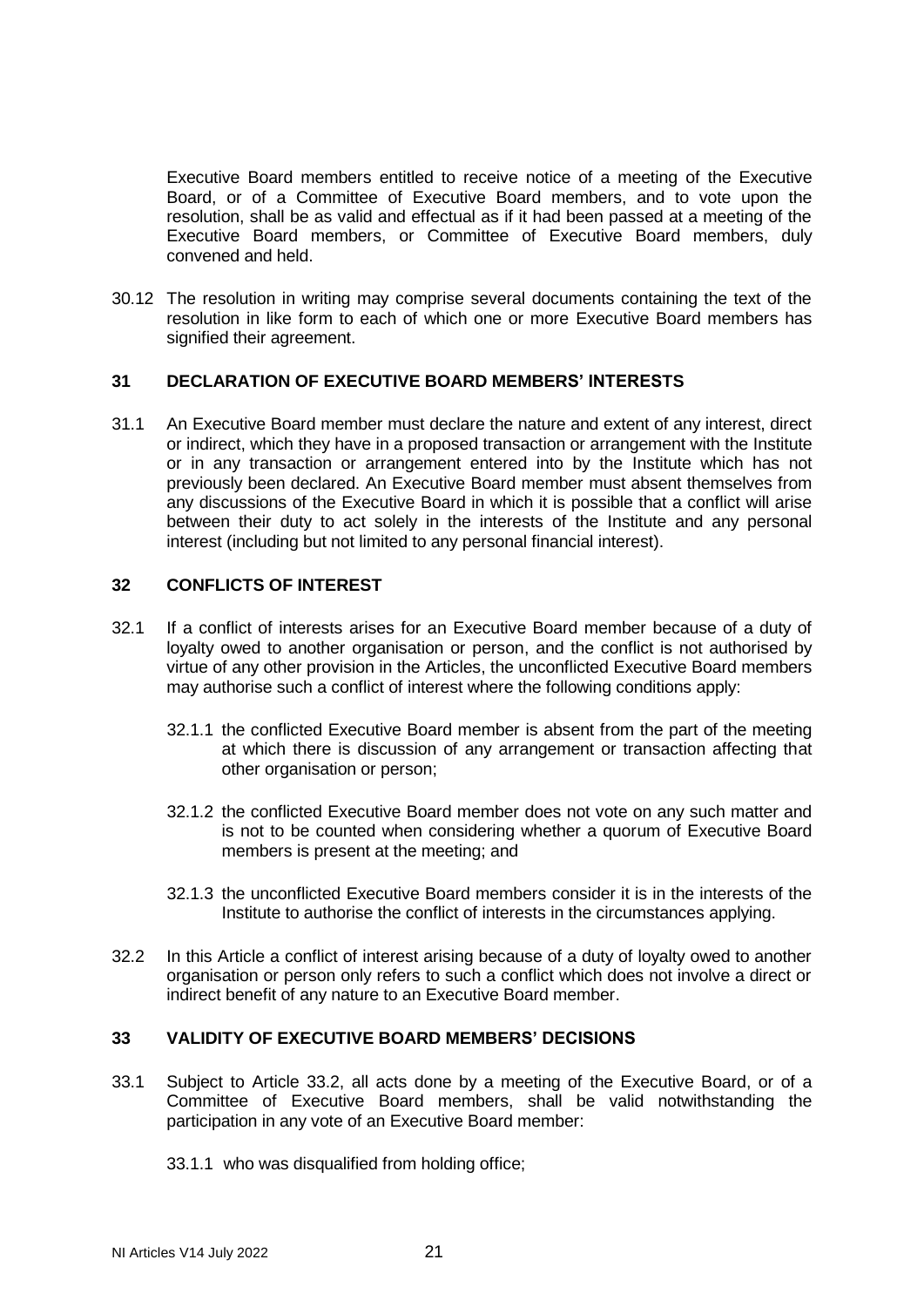Executive Board members entitled to receive notice of a meeting of the Executive Board, or of a Committee of Executive Board members, and to vote upon the resolution, shall be as valid and effectual as if it had been passed at a meeting of the Executive Board members, or Committee of Executive Board members, duly convened and held.

30.12 The resolution in writing may comprise several documents containing the text of the resolution in like form to each of which one or more Executive Board members has signified their agreement.

## 31 DECLARATION OF EXECUTIVE BOARD MEMBERS' INTERESTS

31.1 An Executive Board member must declare the nature and extent of any interest, direct or indirect, which they have in a proposed transaction or arrangement with the Institute or in any transaction or arrangement entered into by the Institute which has not previously been declared. An Executive Board member must absent themselves from any discussions of the Executive Board in which it is possible that a conflict will arise between their duty to act solely in the interests of the Institute and any personal interest (including but not limited to any personal financial interest).

## 32 CONFLICTS OF INTEREST

32.1 If a conflict of interests arises for an Executive Board member because of a duty of loyalty owed to another organisation or person, and the conflict is not authorised by virtue of any other provision in the Articles, the unconflicted Executive Board members may authorise such a conflict of interest where the following conditions apply:

32.1.1 the conflicted Executive Board member is absent from the part of the meeting at which there is discussion of any arrangement or transaction affecting that other organisation or person;

32.1.2 the conflicted Executive Board member does not vote on any such matter and is not to be counted when considering whether a quorum of Executive Board members is present at the meeting; and

32.1.3 the unconflicted Executive Board members consider it is in the interests of the Institute to authorise the conflict of interests in the circumstances applying.

32.2 In this Article a conflict of interest arising because of a duty of loyalty owed to another organisation or person only refers to such a conflict which does not involve a direct or indirect benefit of any nature to an Executive Board member.

## 33 VALIDITY OF EXECUTIVE BOARD MEMBERS' DECISIONS

33.1 Subject to Article 33.2, all acts done by a meeting of the Executive Board, or of a Committee of Executive Board members, shall be valid notwithstanding the participation in any vote of an Executive Board member:

33.1.1 who was disqualified from holding office;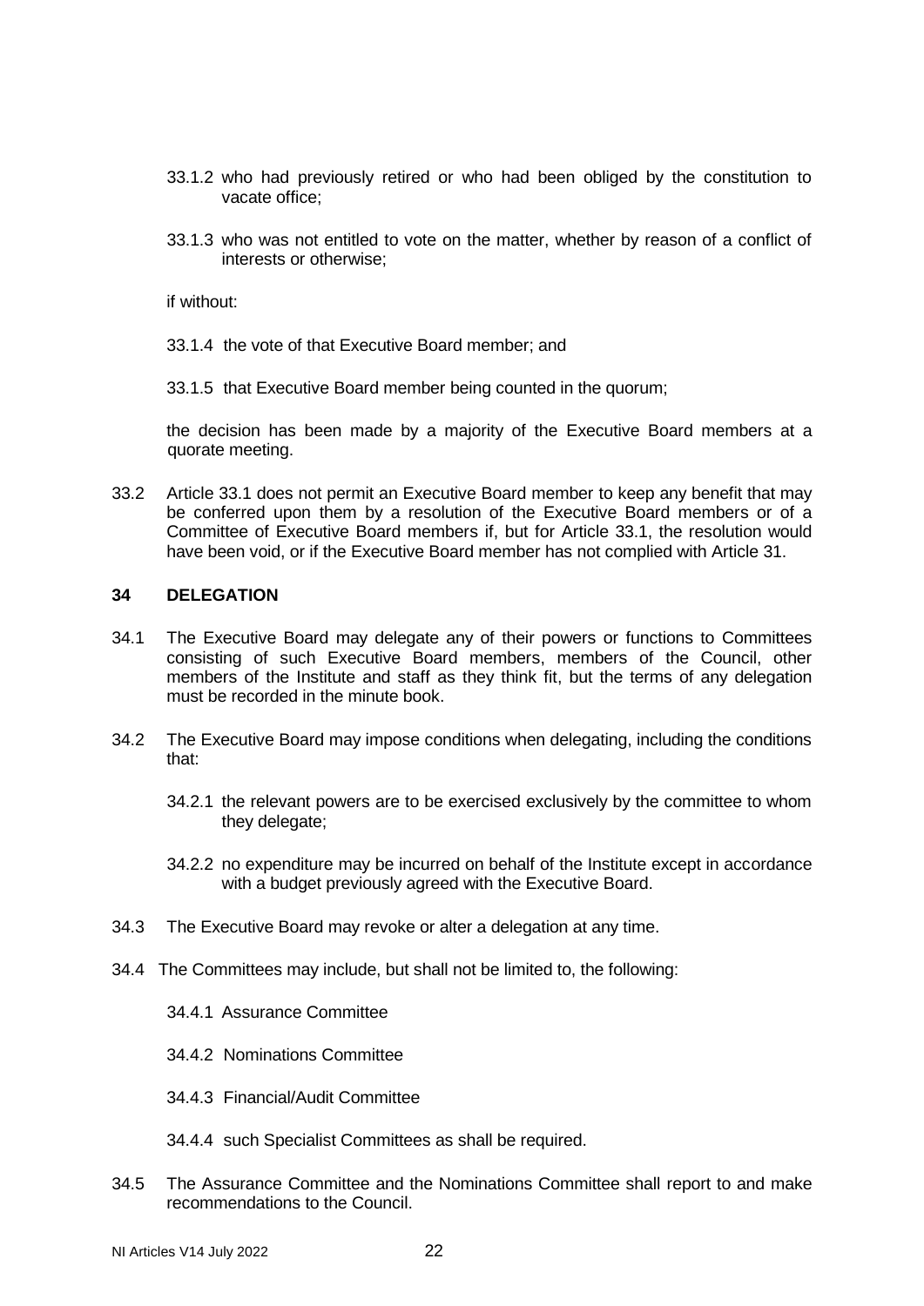33.1.2 who had previously retired or who had been obliged by the constitution to vacate office;

33.1.3 who was not entitled to vote on the matter, whether by reason of a conflict of interests or otherwise;

if without:

33.1.4 the vote of that Executive Board member; and

33.1.5 that Executive Board member being counted in the quorum;

the decision has been made by a majority of the Executive Board members at a quorate meeting.

33.2 Article 33.1 does not permit an Executive Board member to keep any benefit that may be conferred upon them by a resolution of the Executive Board members or of a Committee of Executive Board members if, but for Article 33.1, the resolution would have been void, or if the Executive Board member has not complied with Article 31.

## 34 DELEGATION

34.1 The Executive Board may delegate any of their powers or functions to Committees consisting of such Executive Board members, members of the Council, other members of the Institute and staff as they think fit, but the terms of any delegation must be recorded in the minute book.

34.2 The Executive Board may impose conditions when delegating, including the conditions that:

34.2.1 the relevant powers are to be exercised exclusively by the committee to whom they delegate;

34.2.2 no expenditure may be incurred on behalf of the Institute except in accordance with a budget previously agreed with the Executive Board.

34.3 The Executive Board may revoke or alter a delegation at any time.

34.4 The Committees may include, but shall not be limited to, the following:

34.4.1 Assurance Committee

34.4.2 Nominations Committee

34.4.3 Financial/Audit Committee

34.4.4 such Specialist Committees as shall be required.

34.5 The Assurance Committee and the Nominations Committee shall report to and make recommendations to the Council.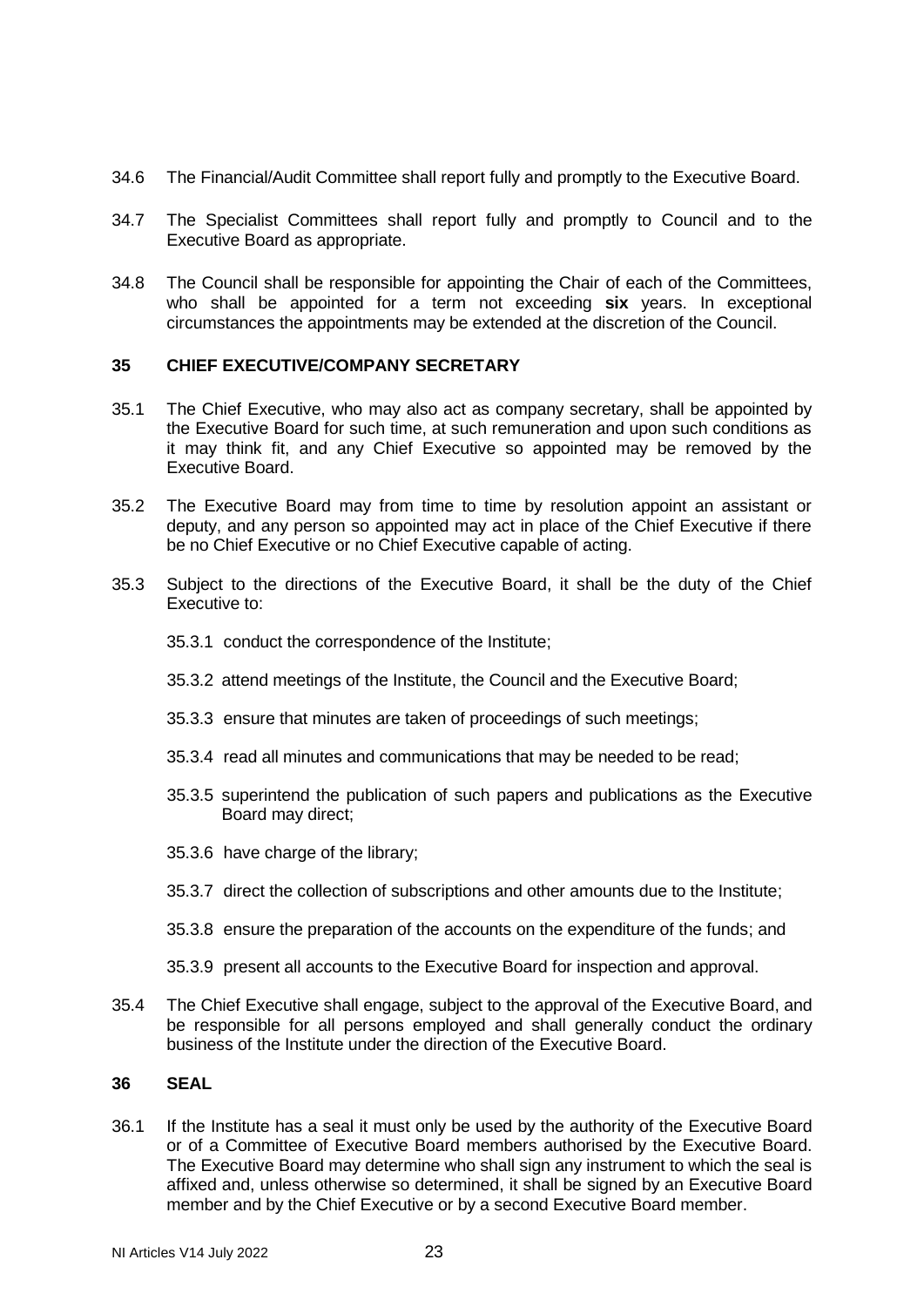34.6 The Financial/Audit Committee shall report fully and promptly to the Executive Board.

34.7 The Specialist Committees shall report fully and promptly to Council and to the Executive Board as appropriate.

34.8 The Council shall be responsible for appointing the Chair of each of the Committees, who shall be appointed for a term not exceeding **six** years. In exceptional circumstances the appointments may be extended at the discretion of the Council.

## 35 CHIEF EXECUTIVE/COMPANY SECRETARY

35.1 The Chief Executive, who may also act as company secretary, shall be appointed by the Executive Board for such time, at such remuneration and upon such conditions as it may think fit, and any Chief Executive so appointed may be removed by the Executive Board.

35.2 The Executive Board may from time to time by resolution appoint an assistant or deputy, and any person so appointed may act in place of the Chief Executive if there be no Chief Executive or no Chief Executive capable of acting.

35.3 Subject to the directions of the Executive Board, it shall be the duty of the Chief Executive to:

35.3.1 conduct the correspondence of the Institute;

35.3.2 attend meetings of the Institute, the Council and the Executive Board;

35.3.3 ensure that minutes are taken of proceedings of such meetings;

35.3.4 read all minutes and communications that may be needed to be read;

35.3.5 superintend the publication of such papers and publications as the Executive Board may direct;

35.3.6 have charge of the library;

35.3.7 direct the collection of subscriptions and other amounts due to the Institute;

35.3.8 ensure the preparation of the accounts on the expenditure of the funds; and

35.3.9 present all accounts to the Executive Board for inspection and approval.

35.4 The Chief Executive shall engage, subject to the approval of the Executive Board, and be responsible for all persons employed and shall generally conduct the ordinary business of the Institute under the direction of the Executive Board.

## 36 SEAL

36.1 If the Institute has a seal it must only be used by the authority of the Executive Board or of a Committee of Executive Board members authorised by the Executive Board. The Executive Board may determine who shall sign any instrument to which the seal is affixed and, unless otherwise so determined, it shall be signed by an Executive Board member and by the Chief Executive or by a second Executive Board member.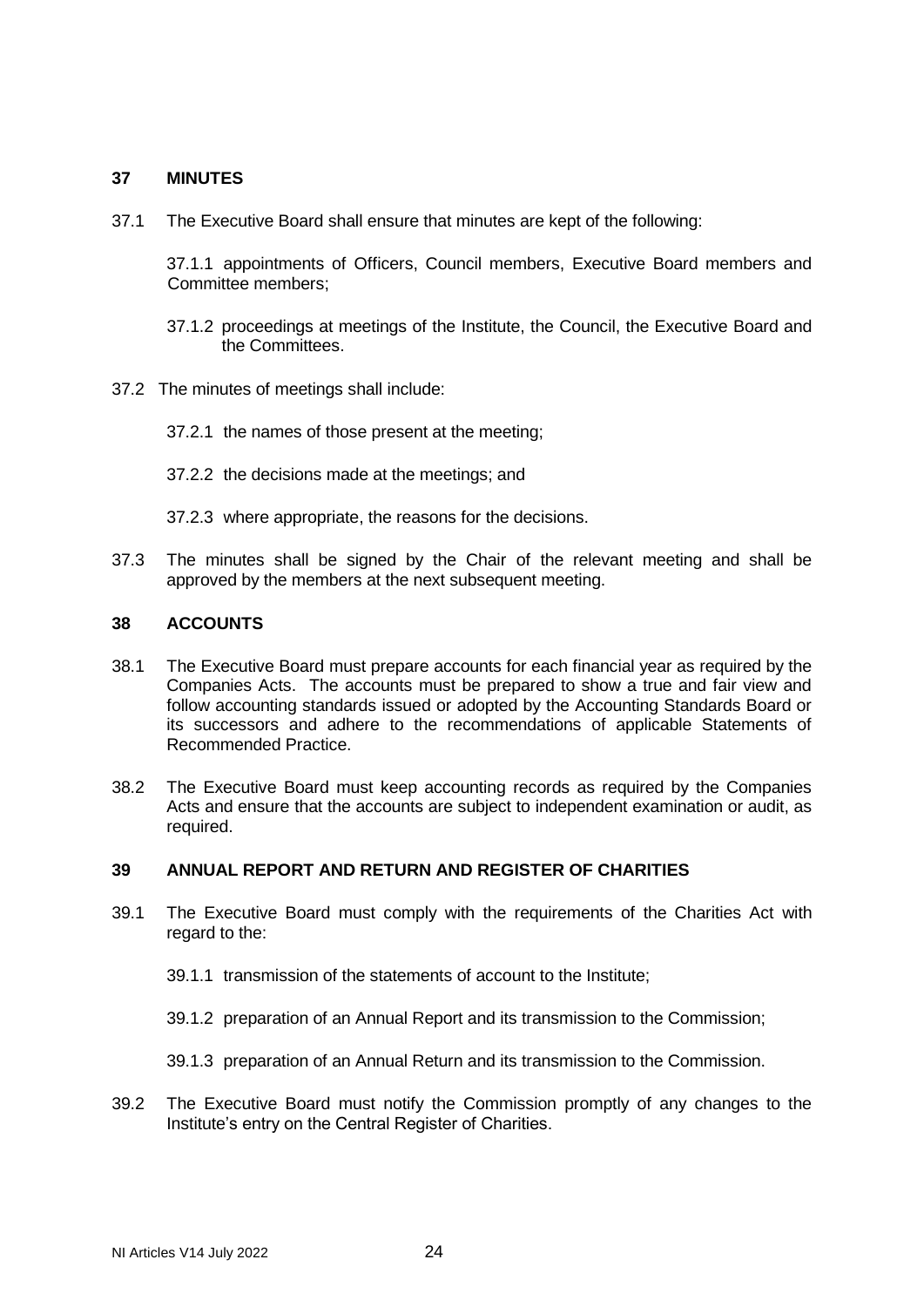## 37 MINUTES

37.1 The Executive Board shall ensure that minutes are kept of the following:

37.1.1 appointments of Officers, Council members, Executive Board members and Committee members;

37.1.2 proceedings at meetings of the Institute, the Council, the Executive Board and the Committees.

37.2 The minutes of meetings shall include:

37.2.1 the names of those present at the meeting;

37.2.2 the decisions made at the meetings; and

37.2.3 where appropriate, the reasons for the decisions.

37.3 The minutes shall be signed by the Chair of the relevant meeting and shall be approved by the members at the next subsequent meeting.

## 38 ACCOUNTS

38.1 The Executive Board must prepare accounts for each financial year as required by the Companies Acts. The accounts must be prepared to show a true and fair view and follow accounting standards issued or adopted by the Accounting Standards Board or its successors and adhere to the recommendations of applicable Statements of Recommended Practice.

38.2 The Executive Board must keep accounting records as required by the Companies Acts and ensure that the accounts are subject to independent examination or audit, as required.

## 39 ANNUAL REPORT AND RETURN AND REGISTER OF CHARITIES

39.1 The Executive Board must comply with the requirements of the Charities Act with regard to the:

39.1.1 transmission of the statements of account to the Institute;

39.1.2 preparation of an Annual Report and its transmission to the Commission;

39.1.3 preparation of an Annual Return and its transmission to the Commission.

39.2 The Executive Board must notify the Commission promptly of any changes to the Institute's entry on the Central Register of Charities.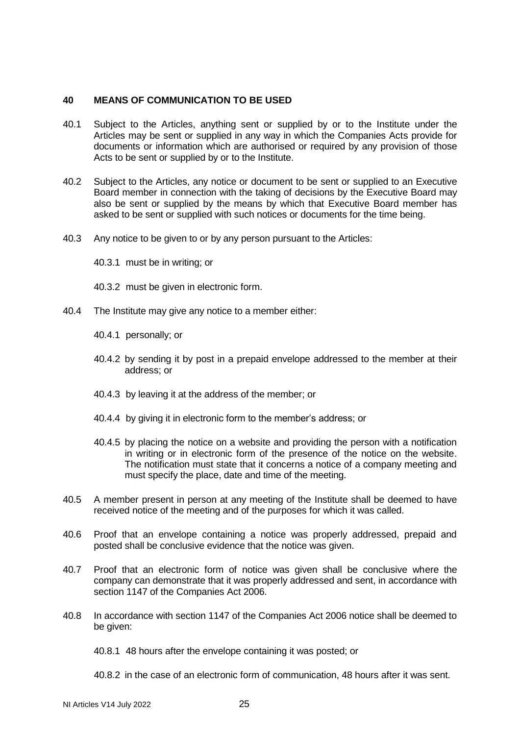## 40 MEANS OF COMMUNICATION TO BE USED

40.1 Subject to the Articles, anything sent or supplied by or to the Institute under the Articles may be sent or supplied in any way in which the Companies Acts provide for documents or information which are authorised or required by any provision of those Acts to be sent or supplied by or to the Institute.

40.2 Subject to the Articles, any notice or document to be sent or supplied to an Executive Board member in connection with the taking of decisions by the Executive Board may also be sent or supplied by the means by which that Executive Board member has asked to be sent or supplied with such notices or documents for the time being.

40.3 Any notice to be given to or by any person pursuant to the Articles:

40.3.1 must be in writing; or

40.3.2 must be given in electronic form.

40.4 The Institute may give any notice to a member either:

40.4.1 personally; or

40.4.2 by sending it by post in a prepaid envelope addressed to the member at their address; or

40.4.3 by leaving it at the address of the member; or

40.4.4 by giving it in electronic form to the member's address; or

40.4.5 by placing the notice on a website and providing the person with a notification in writing or in electronic form of the presence of the notice on the website. The notification must state that it concerns a notice of a company meeting and must specify the place, date and time of the meeting.

40.5 A member present in person at any meeting of the Institute shall be deemed to have received notice of the meeting and of the purposes for which it was called.

40.6 Proof that an envelope containing a notice was properly addressed, prepaid and posted shall be conclusive evidence that the notice was given.

40.7 Proof that an electronic form of notice was given shall be conclusive where the company can demonstrate that it was properly addressed and sent, in accordance with section 1147 of the Companies Act 2006.

40.8 In accordance with section 1147 of the Companies Act 2006 notice shall be deemed to be given:

40.8.1 48 hours after the envelope containing it was posted; or

40.8.2 in the case of an electronic form of communication, 48 hours after it was sent.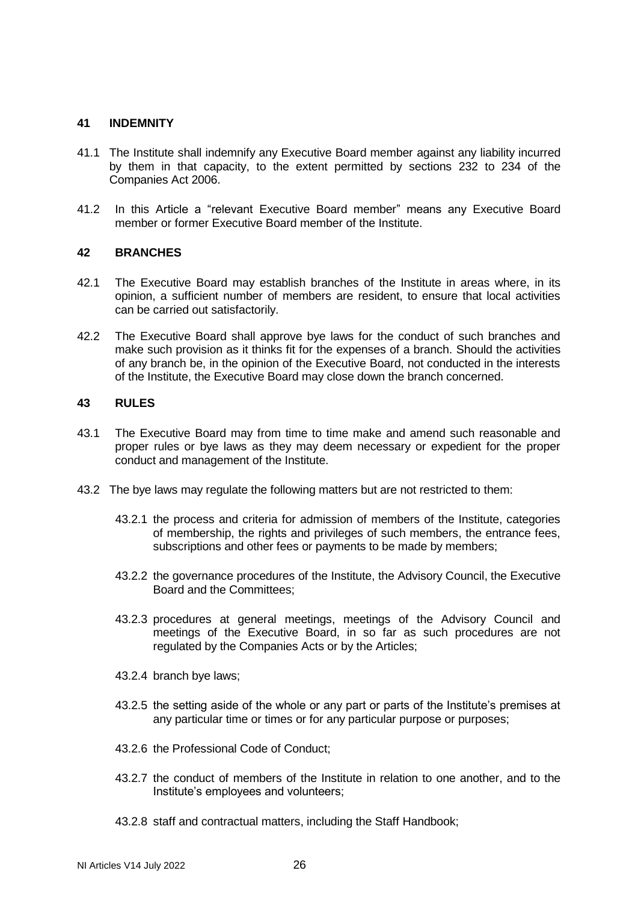## 41 INDEMNITY

41.1 The Institute shall indemnify any Executive Board member against any liability incurred by them in that capacity, to the extent permitted by sections 232 to 234 of the Companies Act 2006.

41.2 In this Article a "relevant Executive Board member" means any Executive Board member or former Executive Board member of the Institute.

## 42 BRANCHES

42.1 The Executive Board may establish branches of the Institute in areas where, in its opinion, a sufficient number of members are resident, to ensure that local activities can be carried out satisfactorily.

42.2 The Executive Board shall approve bye laws for the conduct of such branches and make such provision as it thinks fit for the expenses of a branch. Should the activities of any branch be, in the opinion of the Executive Board, not conducted in the interests of the Institute, the Executive Board may close down the branch concerned.

## 43 RULES

43.1 The Executive Board may from time to time make and amend such reasonable and proper rules or bye laws as they may deem necessary or expedient for the proper conduct and management of the Institute.

43.2 The bye laws may regulate the following matters but are not restricted to them:

43.2.1 the process and criteria for admission of members of the Institute, categories of membership, the rights and privileges of such members, the entrance fees, subscriptions and other fees or payments to be made by members;

43.2.2 the governance procedures of the Institute, the Advisory Council, the Executive Board and the Committees;

43.2.3 procedures at general meetings, meetings of the Advisory Council and meetings of the Executive Board, in so far as such procedures are not regulated by the Companies Acts or by the Articles;

43.2.4 branch bye laws;

43.2.5 the setting aside of the whole or any part or parts of the Institute's premises at any particular time or times or for any particular purpose or purposes;

43.2.6 the Professional Code of Conduct;

43.2.7 the conduct of members of the Institute in relation to one another, and to the Institute's employees and volunteers;

43.2.8 staff and contractual matters, including the Staff Handbook;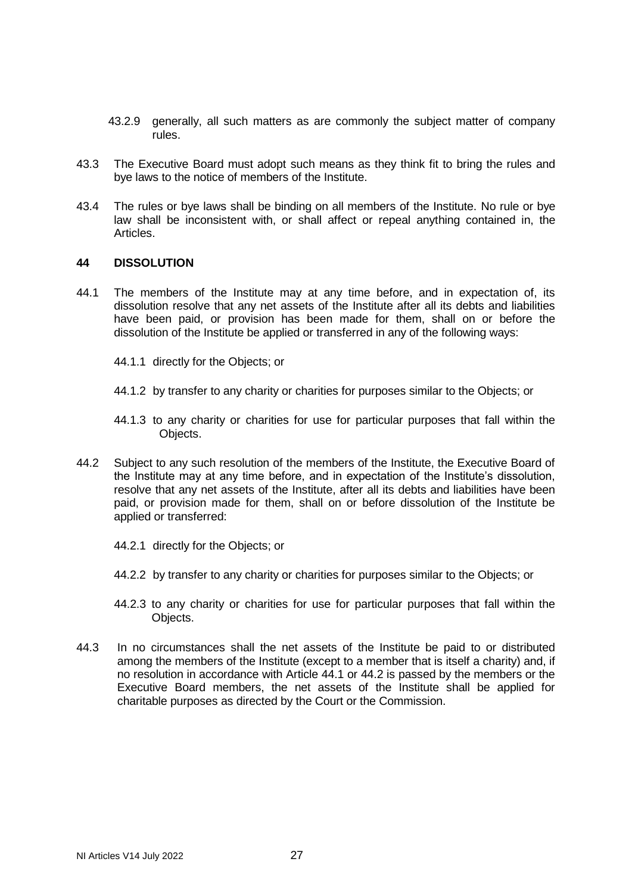43.2.9 generally, all such matters as are commonly the subject matter of company rules.

43.3 The Executive Board must adopt such means as they think fit to bring the rules and bye laws to the notice of members of the Institute.

43.4 The rules or bye laws shall be binding on all members of the Institute. No rule or bye law shall be inconsistent with, or shall affect or repeal anything contained in, the Articles.

## 44 DISSOLUTION

44.1 The members of the Institute may at any time before, and in expectation of, its dissolution resolve that any net assets of the Institute after all its debts and liabilities have been paid, or provision has been made for them, shall on or before the dissolution of the Institute be applied or transferred in any of the following ways:

44.1.1 directly for the Objects; or

44.1.2 by transfer to any charity or charities for purposes similar to the Objects; or

44.1.3 to any charity or charities for use for particular purposes that fall within the Objects.

44.2 Subject to any such resolution of the members of the Institute, the Executive Board of the Institute may at any time before, and in expectation of the Institute's dissolution, resolve that any net assets of the Institute, after all its debts and liabilities have been paid, or provision made for them, shall on or before dissolution of the Institute be applied or transferred:

44.2.1 directly for the Objects; or

44.2.2 by transfer to any charity or charities for purposes similar to the Objects; or

44.2.3 to any charity or charities for use for particular purposes that fall within the Objects.

44.3 In no circumstances shall the net assets of the Institute be paid to or distributed among the members of the Institute (except to a member that is itself a charity) and, if no resolution in accordance with Article 44.1 or 44.2 is passed by the members or the Executive Board members, the net assets of the Institute shall be applied for charitable purposes as directed by the Court or the Commission.